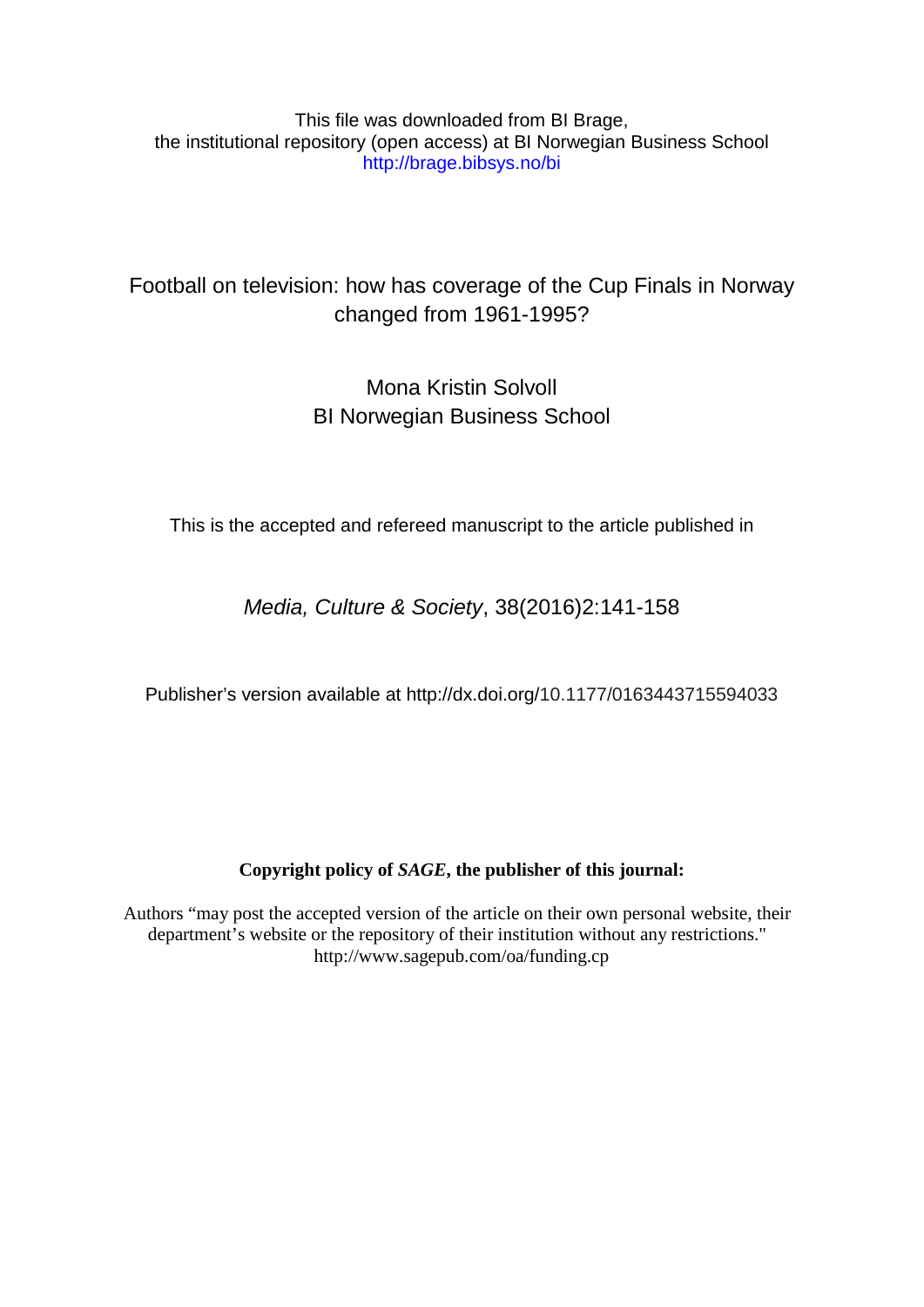This file was downloaded from BI Brage,
the institutional repository (open access) at BI Norwegian Business School
http://brage.bibsys.no/bi

# Football on television: how has coverage of the Cup Finals in Norway changed from 1961-1995?

Mona Kristin Solvoll
BI Norwegian Business School

This is the accepted and refereed manuscript to the article published in

*Media, Culture & Society*, 38(2016)2:141-158

Publisher's version available at http://dx.doi.org/10.1177/0163443715594033

**Copyright policy of *SAGE*, the publisher of this journal:**

Authors "may post the accepted version of the article on their own personal website, their department's website or the repository of their institution without any restrictions."
http://www.sagepub.com/oa/funding.cp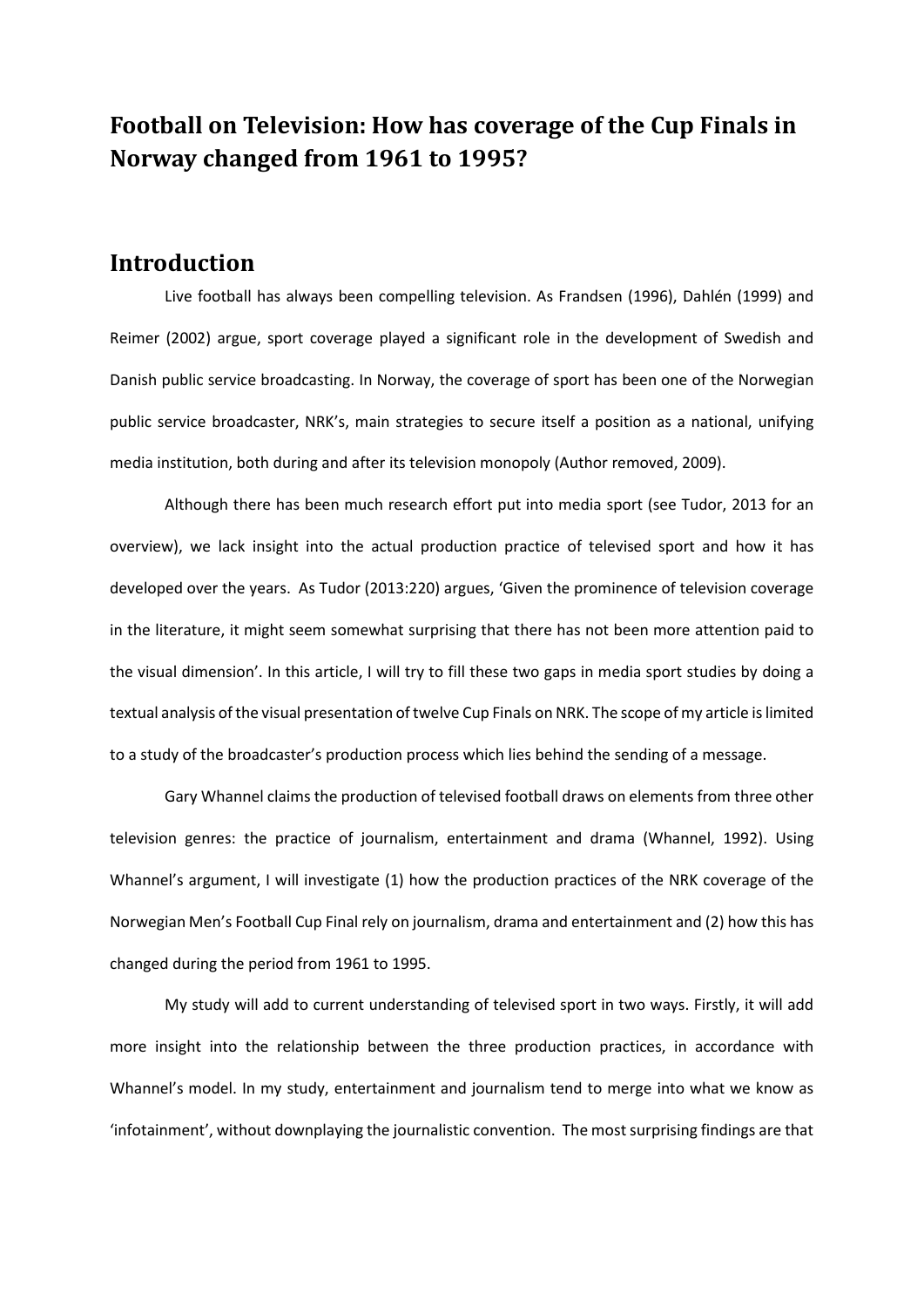# Football on Television: How has coverage of the Cup Finals in Norway changed from 1961 to 1995?

## Introduction

Live football has always been compelling television. As Frandsen (1996), Dahlén (1999) and Reimer (2002) argue, sport coverage played a significant role in the development of Swedish and Danish public service broadcasting. In Norway, the coverage of sport has been one of the Norwegian public service broadcaster, NRK's, main strategies to secure itself a position as a national, unifying media institution, both during and after its television monopoly (Author removed, 2009).

Although there has been much research effort put into media sport (see Tudor, 2013 for an overview), we lack insight into the actual production practice of televised sport and how it has developed over the years. As Tudor (2013:220) argues, 'Given the prominence of television coverage in the literature, it might seem somewhat surprising that there has not been more attention paid to the visual dimension'. In this article, I will try to fill these two gaps in media sport studies by doing a textual analysis of the visual presentation of twelve Cup Finals on NRK. The scope of my article is limited to a study of the broadcaster's production process which lies behind the sending of a message.

Gary Whannel claims the production of televised football draws on elements from three other television genres: the practice of journalism, entertainment and drama (Whannel, 1992). Using Whannel's argument, I will investigate (1) how the production practices of the NRK coverage of the Norwegian Men's Football Cup Final rely on journalism, drama and entertainment and (2) how this has changed during the period from 1961 to 1995.

My study will add to current understanding of televised sport in two ways. Firstly, it will add more insight into the relationship between the three production practices, in accordance with Whannel's model. In my study, entertainment and journalism tend to merge into what we know as 'infotainment', without downplaying the journalistic convention. The most surprising findings are that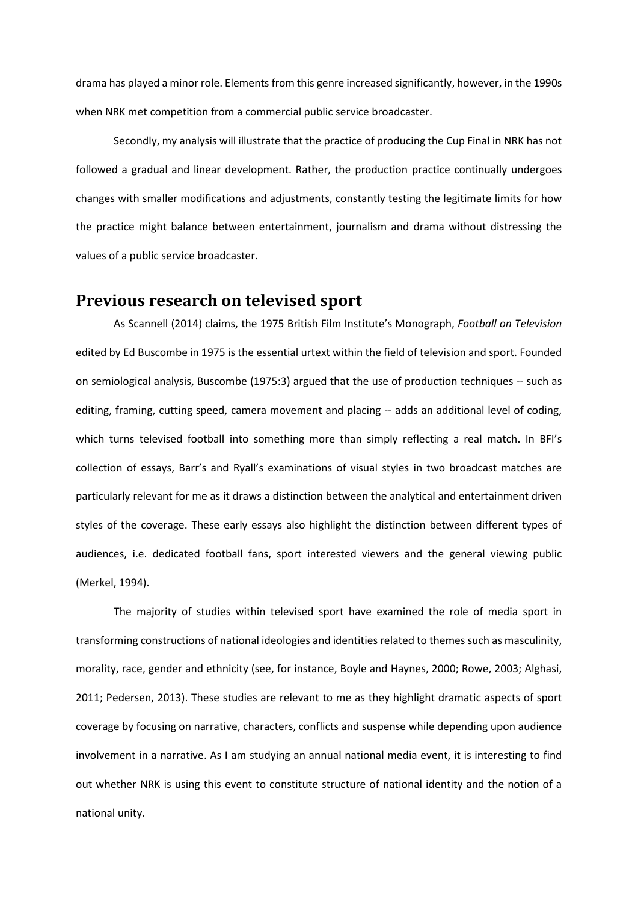drama has played a minor role. Elements from this genre increased significantly, however, in the 1990s when NRK met competition from a commercial public service broadcaster.

Secondly, my analysis will illustrate that the practice of producing the Cup Final in NRK has not followed a gradual and linear development. Rather, the production practice continually undergoes changes with smaller modifications and adjustments, constantly testing the legitimate limits for how the practice might balance between entertainment, journalism and drama without distressing the values of a public service broadcaster.

## Previous research on televised sport

As Scannell (2014) claims, the 1975 British Film Institute's Monograph, *Football on Television* edited by Ed Buscombe in 1975 is the essential urtext within the field of television and sport. Founded on semiological analysis, Buscombe (1975:3) argued that the use of production techniques -- such as editing, framing, cutting speed, camera movement and placing -- adds an additional level of coding, which turns televised football into something more than simply reflecting a real match. In BFI's collection of essays, Barr's and Ryall's examinations of visual styles in two broadcast matches are particularly relevant for me as it draws a distinction between the analytical and entertainment driven styles of the coverage. These early essays also highlight the distinction between different types of audiences, i.e. dedicated football fans, sport interested viewers and the general viewing public (Merkel, 1994).

The majority of studies within televised sport have examined the role of media sport in transforming constructions of national ideologies and identities related to themes such as masculinity, morality, race, gender and ethnicity (see, for instance, Boyle and Haynes, 2000; Rowe, 2003; Alghasi, 2011; Pedersen, 2013). These studies are relevant to me as they highlight dramatic aspects of sport coverage by focusing on narrative, characters, conflicts and suspense while depending upon audience involvement in a narrative. As I am studying an annual national media event, it is interesting to find out whether NRK is using this event to constitute structure of national identity and the notion of a national unity.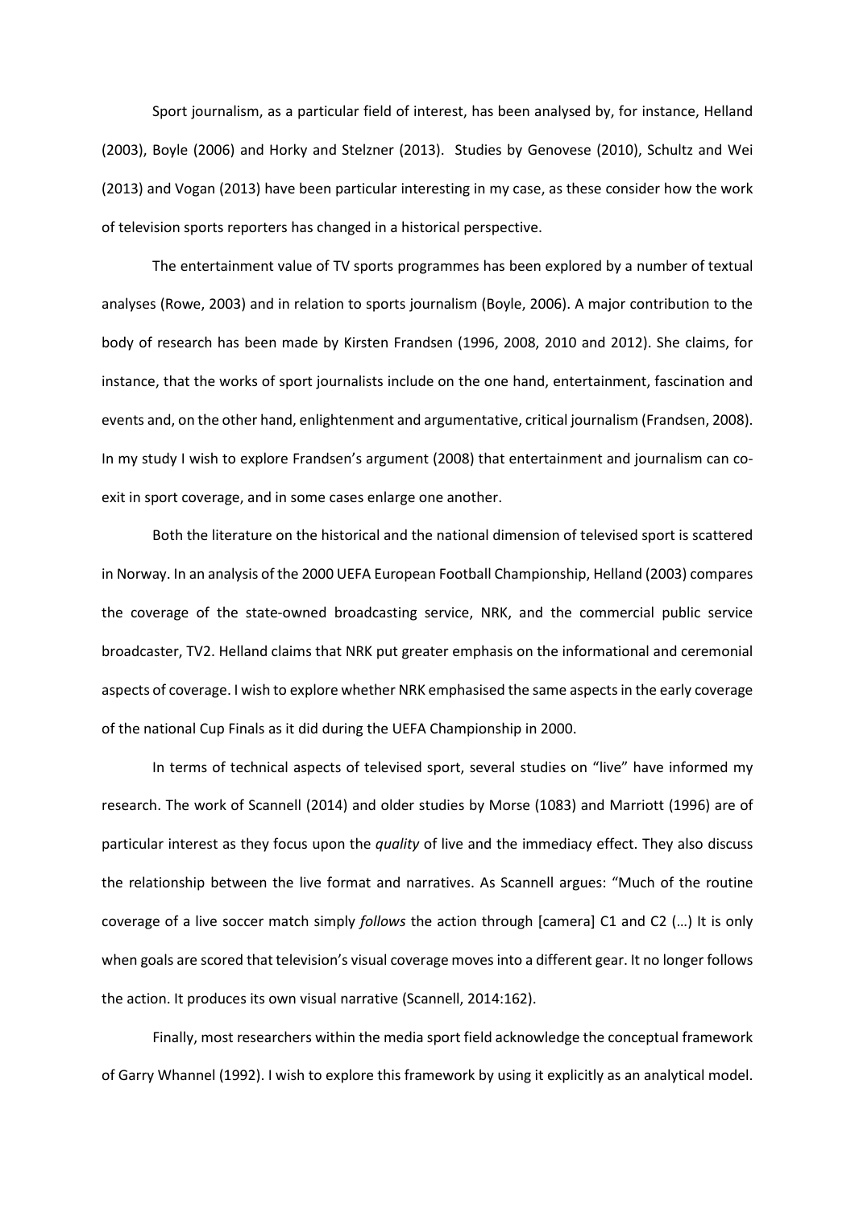Sport journalism, as a particular field of interest, has been analysed by, for instance, Helland (2003), Boyle (2006) and Horky and Stelzner (2013). Studies by Genovese (2010), Schultz and Wei (2013) and Vogan (2013) have been particular interesting in my case, as these consider how the work of television sports reporters has changed in a historical perspective.

The entertainment value of TV sports programmes has been explored by a number of textual analyses (Rowe, 2003) and in relation to sports journalism (Boyle, 2006). A major contribution to the body of research has been made by Kirsten Frandsen (1996, 2008, 2010 and 2012). She claims, for instance, that the works of sport journalists include on the one hand, entertainment, fascination and events and, on the other hand, enlightenment and argumentative, critical journalism (Frandsen, 2008). In my study I wish to explore Frandsen's argument (2008) that entertainment and journalism can co-exit in sport coverage, and in some cases enlarge one another.

Both the literature on the historical and the national dimension of televised sport is scattered in Norway. In an analysis of the 2000 UEFA European Football Championship, Helland (2003) compares the coverage of the state-owned broadcasting service, NRK, and the commercial public service broadcaster, TV2. Helland claims that NRK put greater emphasis on the informational and ceremonial aspects of coverage. I wish to explore whether NRK emphasised the same aspects in the early coverage of the national Cup Finals as it did during the UEFA Championship in 2000.

In terms of technical aspects of televised sport, several studies on "live" have informed my research. The work of Scannell (2014) and older studies by Morse (1083) and Marriott (1996) are of particular interest as they focus upon the *quality* of live and the immediacy effect. They also discuss the relationship between the live format and narratives. As Scannell argues: "Much of the routine coverage of a live soccer match simply *follows* the action through [camera] C1 and C2 (…) It is only when goals are scored that television's visual coverage moves into a different gear. It no longer follows the action. It produces its own visual narrative (Scannell, 2014:162).

Finally, most researchers within the media sport field acknowledge the conceptual framework of Garry Whannel (1992). I wish to explore this framework by using it explicitly as an analytical model.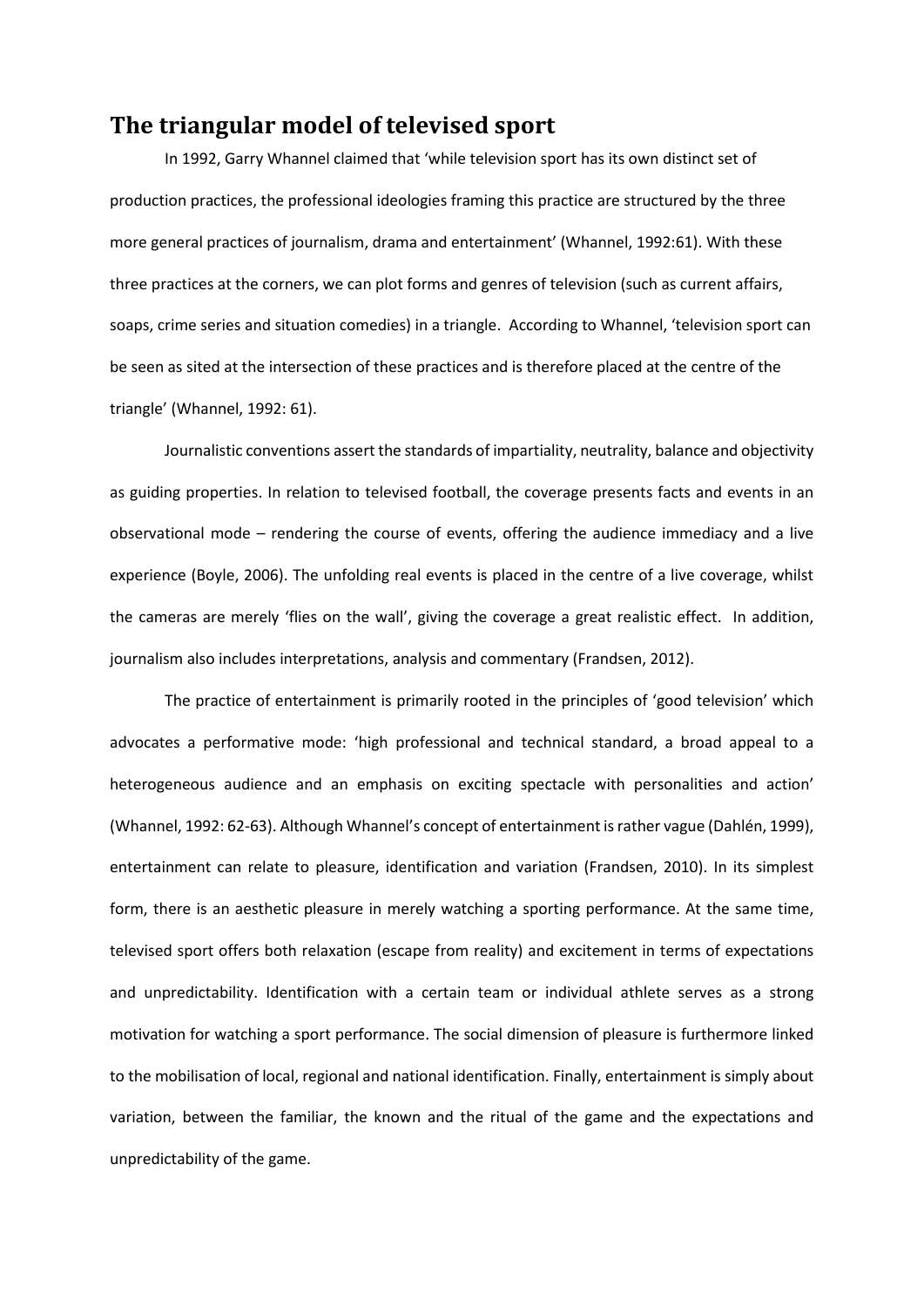## The triangular model of televised sport

In 1992, Garry Whannel claimed that 'while television sport has its own distinct set of production practices, the professional ideologies framing this practice are structured by the three more general practices of journalism, drama and entertainment' (Whannel, 1992:61). With these three practices at the corners, we can plot forms and genres of television (such as current affairs, soaps, crime series and situation comedies) in a triangle. According to Whannel, 'television sport can be seen as sited at the intersection of these practices and is therefore placed at the centre of the triangle' (Whannel, 1992: 61).

Journalistic conventions assert the standards of impartiality, neutrality, balance and objectivity as guiding properties. In relation to televised football, the coverage presents facts and events in an observational mode – rendering the course of events, offering the audience immediacy and a live experience (Boyle, 2006). The unfolding real events is placed in the centre of a live coverage, whilst the cameras are merely 'flies on the wall', giving the coverage a great realistic effect. In addition, journalism also includes interpretations, analysis and commentary (Frandsen, 2012).

The practice of entertainment is primarily rooted in the principles of 'good television' which advocates a performative mode: 'high professional and technical standard, a broad appeal to a heterogeneous audience and an emphasis on exciting spectacle with personalities and action' (Whannel, 1992: 62-63). Although Whannel's concept of entertainment is rather vague (Dahlén, 1999), entertainment can relate to pleasure, identification and variation (Frandsen, 2010). In its simplest form, there is an aesthetic pleasure in merely watching a sporting performance. At the same time, televised sport offers both relaxation (escape from reality) and excitement in terms of expectations and unpredictability. Identification with a certain team or individual athlete serves as a strong motivation for watching a sport performance. The social dimension of pleasure is furthermore linked to the mobilisation of local, regional and national identification. Finally, entertainment is simply about variation, between the familiar, the known and the ritual of the game and the expectations and unpredictability of the game.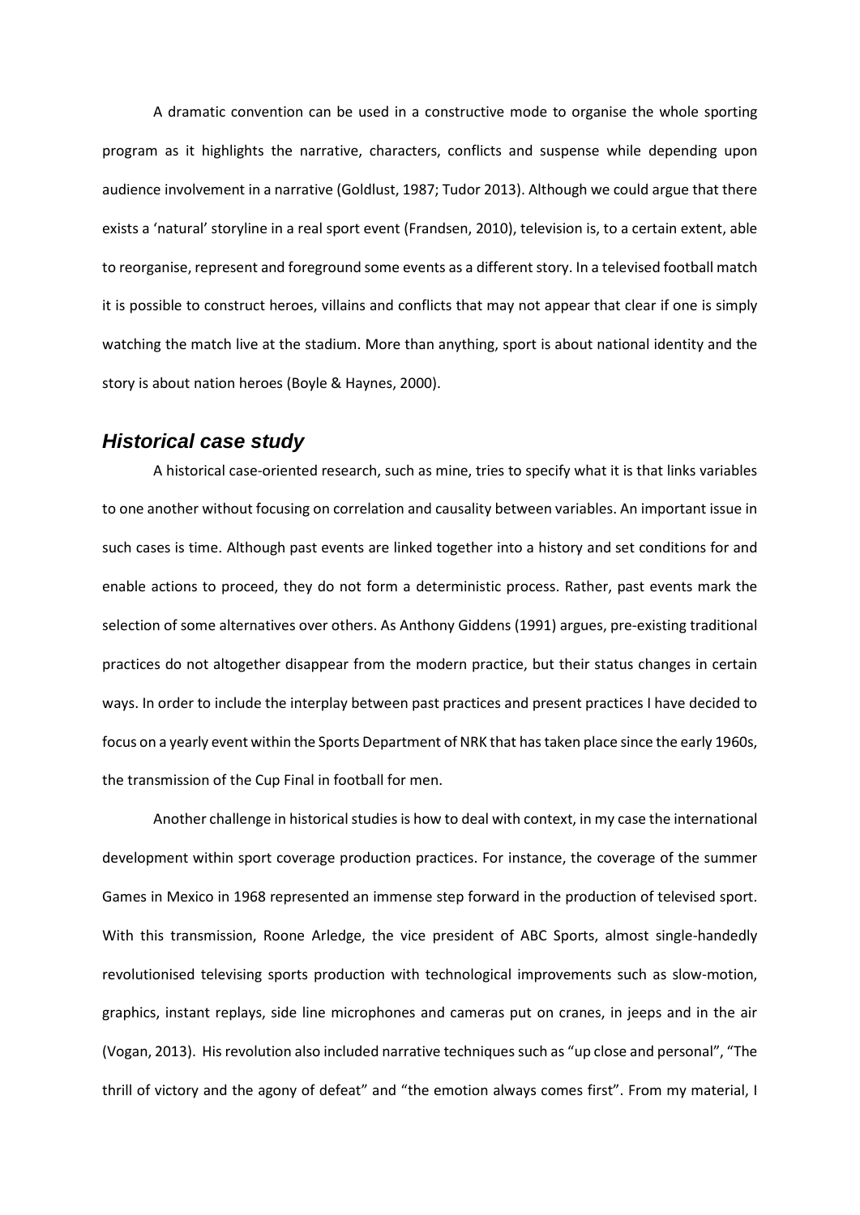A dramatic convention can be used in a constructive mode to organise the whole sporting program as it highlights the narrative, characters, conflicts and suspense while depending upon audience involvement in a narrative (Goldlust, 1987; Tudor 2013). Although we could argue that there exists a 'natural' storyline in a real sport event (Frandsen, 2010), television is, to a certain extent, able to reorganise, represent and foreground some events as a different story. In a televised football match it is possible to construct heroes, villains and conflicts that may not appear that clear if one is simply watching the match live at the stadium. More than anything, sport is about national identity and the story is about nation heroes (Boyle & Haynes, 2000).

## *Historical case study*

A historical case-oriented research, such as mine, tries to specify what it is that links variables to one another without focusing on correlation and causality between variables. An important issue in such cases is time. Although past events are linked together into a history and set conditions for and enable actions to proceed, they do not form a deterministic process. Rather, past events mark the selection of some alternatives over others. As Anthony Giddens (1991) argues, pre-existing traditional practices do not altogether disappear from the modern practice, but their status changes in certain ways. In order to include the interplay between past practices and present practices I have decided to focus on a yearly event within the Sports Department of NRK that has taken place since the early 1960s, the transmission of the Cup Final in football for men.

Another challenge in historical studies is how to deal with context, in my case the international development within sport coverage production practices. For instance, the coverage of the summer Games in Mexico in 1968 represented an immense step forward in the production of televised sport. With this transmission, Roone Arledge, the vice president of ABC Sports, almost single-handedly revolutionised televising sports production with technological improvements such as slow-motion, graphics, instant replays, side line microphones and cameras put on cranes, in jeeps and in the air (Vogan, 2013). His revolution also included narrative techniques such as "up close and personal", "The thrill of victory and the agony of defeat" and "the emotion always comes first". From my material, I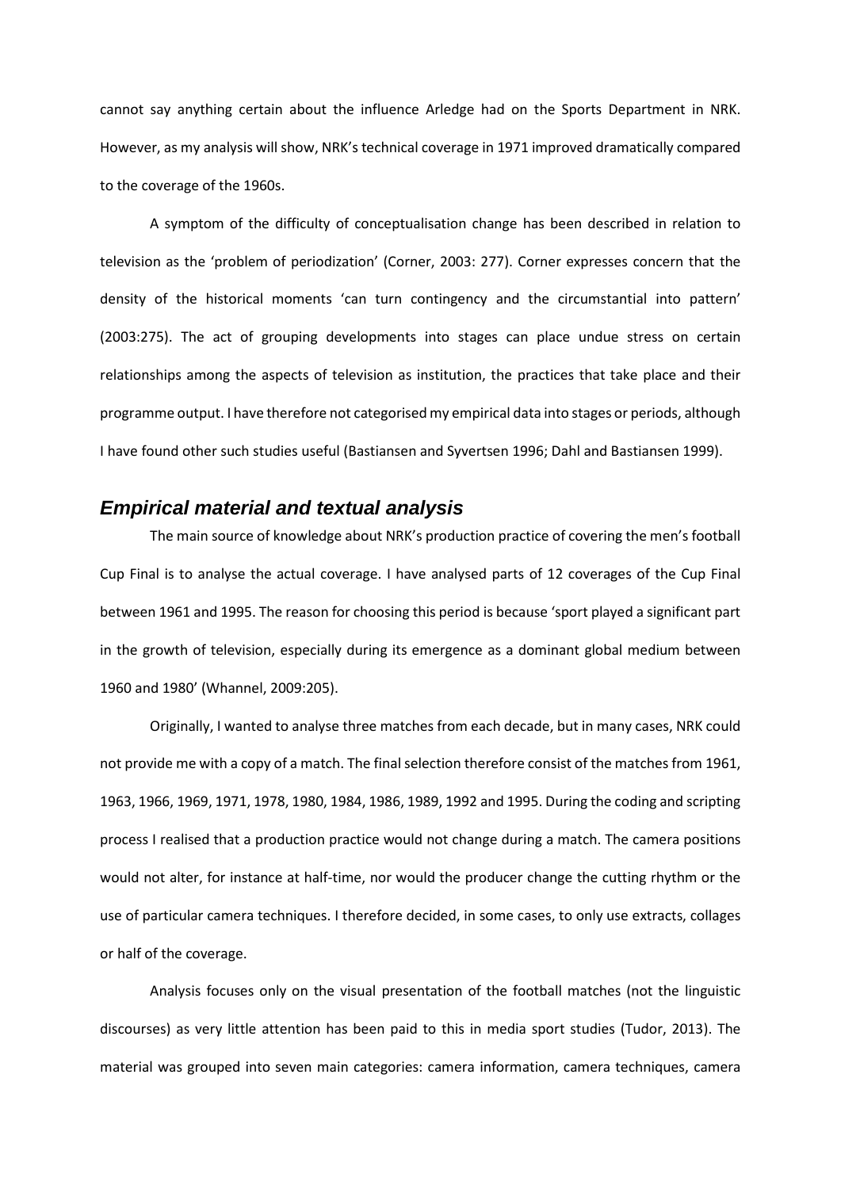cannot say anything certain about the influence Arledge had on the Sports Department in NRK. However, as my analysis will show, NRK's technical coverage in 1971 improved dramatically compared to the coverage of the 1960s.

A symptom of the difficulty of conceptualisation change has been described in relation to television as the 'problem of periodization' (Corner, 2003: 277). Corner expresses concern that the density of the historical moments 'can turn contingency and the circumstantial into pattern' (2003:275). The act of grouping developments into stages can place undue stress on certain relationships among the aspects of television as institution, the practices that take place and their programme output. I have therefore not categorised my empirical data into stages or periods, although I have found other such studies useful (Bastiansen and Syvertsen 1996; Dahl and Bastiansen 1999).

## *Empirical material and textual analysis*

The main source of knowledge about NRK's production practice of covering the men's football Cup Final is to analyse the actual coverage. I have analysed parts of 12 coverages of the Cup Final between 1961 and 1995. The reason for choosing this period is because 'sport played a significant part in the growth of television, especially during its emergence as a dominant global medium between 1960 and 1980' (Whannel, 2009:205).

Originally, I wanted to analyse three matches from each decade, but in many cases, NRK could not provide me with a copy of a match. The final selection therefore consist of the matches from 1961, 1963, 1966, 1969, 1971, 1978, 1980, 1984, 1986, 1989, 1992 and 1995. During the coding and scripting process I realised that a production practice would not change during a match. The camera positions would not alter, for instance at half-time, nor would the producer change the cutting rhythm or the use of particular camera techniques. I therefore decided, in some cases, to only use extracts, collages or half of the coverage.

Analysis focuses only on the visual presentation of the football matches (not the linguistic discourses) as very little attention has been paid to this in media sport studies (Tudor, 2013). The material was grouped into seven main categories: camera information, camera techniques, camera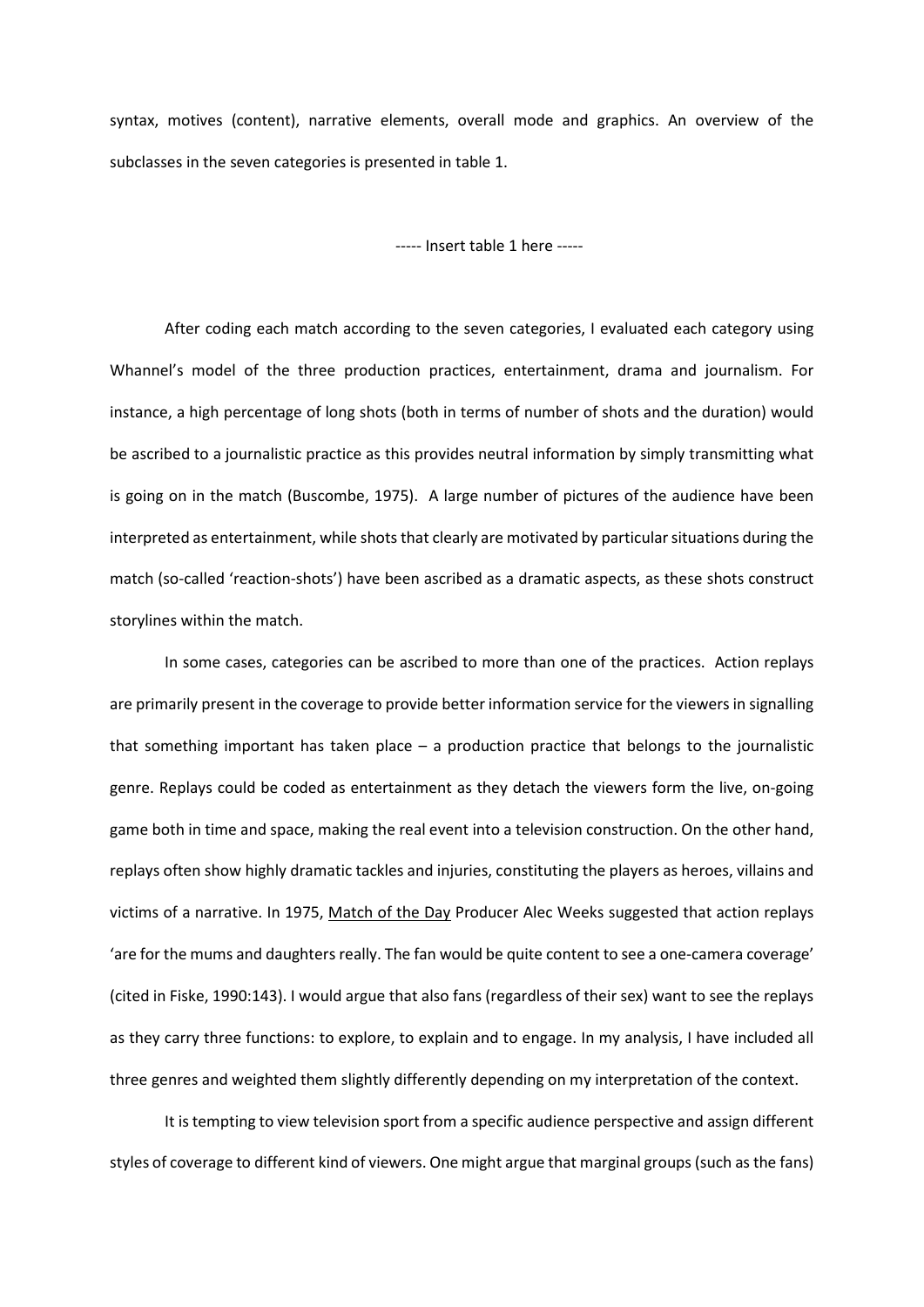syntax, motives (content), narrative elements, overall mode and graphics. An overview of the subclasses in the seven categories is presented in table 1.

----- Insert table 1 here -----

After coding each match according to the seven categories, I evaluated each category using Whannel's model of the three production practices, entertainment, drama and journalism. For instance, a high percentage of long shots (both in terms of number of shots and the duration) would be ascribed to a journalistic practice as this provides neutral information by simply transmitting what is going on in the match (Buscombe, 1975). A large number of pictures of the audience have been interpreted as entertainment, while shots that clearly are motivated by particular situations during the match (so-called 'reaction-shots') have been ascribed as a dramatic aspects, as these shots construct storylines within the match.

In some cases, categories can be ascribed to more than one of the practices. Action replays are primarily present in the coverage to provide better information service for the viewers in signalling that something important has taken place – a production practice that belongs to the journalistic genre. Replays could be coded as entertainment as they detach the viewers form the live, on-going game both in time and space, making the real event into a television construction. On the other hand, replays often show highly dramatic tackles and injuries, constituting the players as heroes, villains and victims of a narrative. In 1975, Match of the Day Producer Alec Weeks suggested that action replays 'are for the mums and daughters really. The fan would be quite content to see a one-camera coverage' (cited in Fiske, 1990:143). I would argue that also fans (regardless of their sex) want to see the replays as they carry three functions: to explore, to explain and to engage. In my analysis, I have included all three genres and weighted them slightly differently depending on my interpretation of the context.

It is tempting to view television sport from a specific audience perspective and assign different styles of coverage to different kind of viewers. One might argue that marginal groups (such as the fans)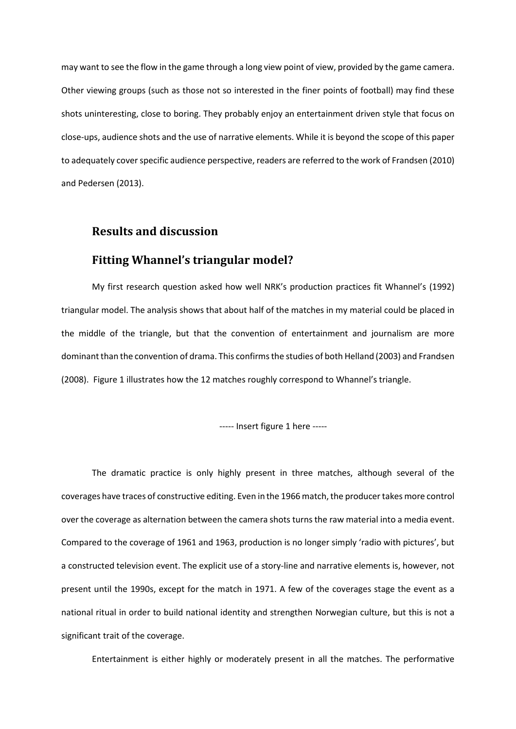may want to see the flow in the game through a long view point of view, provided by the game camera. Other viewing groups (such as those not so interested in the finer points of football) may find these shots uninteresting, close to boring. They probably enjoy an entertainment driven style that focus on close-ups, audience shots and the use of narrative elements. While it is beyond the scope of this paper to adequately cover specific audience perspective, readers are referred to the work of Frandsen (2010) and Pedersen (2013).

## Results and discussion

## Fitting Whannel's triangular model?

My first research question asked how well NRK's production practices fit Whannel's (1992) triangular model. The analysis shows that about half of the matches in my material could be placed in the middle of the triangle, but that the convention of entertainment and journalism are more dominant than the convention of drama. This confirms the studies of both Helland (2003) and Frandsen (2008). Figure 1 illustrates how the 12 matches roughly correspond to Whannel's triangle.

----- Insert figure 1 here -----

The dramatic practice is only highly present in three matches, although several of the coverages have traces of constructive editing. Even in the 1966 match, the producer takes more control over the coverage as alternation between the camera shots turns the raw material into a media event. Compared to the coverage of 1961 and 1963, production is no longer simply 'radio with pictures', but a constructed television event. The explicit use of a story-line and narrative elements is, however, not present until the 1990s, except for the match in 1971. A few of the coverages stage the event as a national ritual in order to build national identity and strengthen Norwegian culture, but this is not a significant trait of the coverage.

Entertainment is either highly or moderately present in all the matches. The performative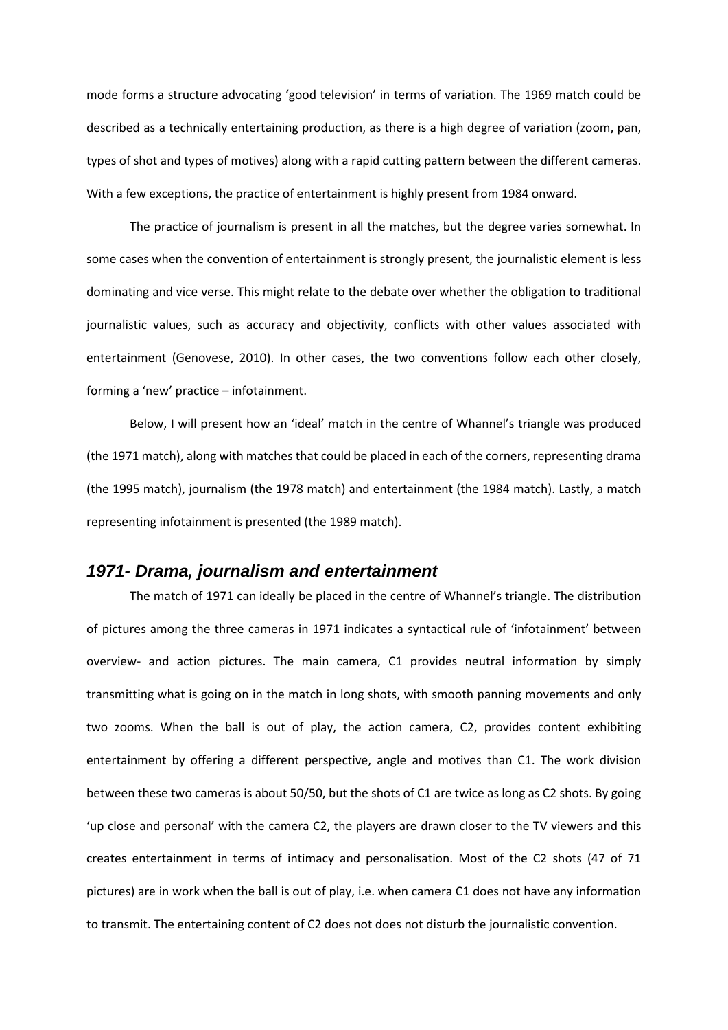mode forms a structure advocating 'good television' in terms of variation. The 1969 match could be described as a technically entertaining production, as there is a high degree of variation (zoom, pan, types of shot and types of motives) along with a rapid cutting pattern between the different cameras. With a few exceptions, the practice of entertainment is highly present from 1984 onward.

The practice of journalism is present in all the matches, but the degree varies somewhat. In some cases when the convention of entertainment is strongly present, the journalistic element is less dominating and vice verse. This might relate to the debate over whether the obligation to traditional journalistic values, such as accuracy and objectivity, conflicts with other values associated with entertainment (Genovese, 2010). In other cases, the two conventions follow each other closely, forming a 'new' practice – infotainment.

Below, I will present how an 'ideal' match in the centre of Whannel's triangle was produced (the 1971 match), along with matches that could be placed in each of the corners, representing drama (the 1995 match), journalism (the 1978 match) and entertainment (the 1984 match). Lastly, a match representing infotainment is presented (the 1989 match).

## *1971- Drama, journalism and entertainment*

The match of 1971 can ideally be placed in the centre of Whannel's triangle. The distribution of pictures among the three cameras in 1971 indicates a syntactical rule of 'infotainment' between overview- and action pictures. The main camera, C1 provides neutral information by simply transmitting what is going on in the match in long shots, with smooth panning movements and only two zooms. When the ball is out of play, the action camera, C2, provides content exhibiting entertainment by offering a different perspective, angle and motives than C1. The work division between these two cameras is about 50/50, but the shots of C1 are twice as long as C2 shots. By going 'up close and personal' with the camera C2, the players are drawn closer to the TV viewers and this creates entertainment in terms of intimacy and personalisation. Most of the C2 shots (47 of 71 pictures) are in work when the ball is out of play, i.e. when camera C1 does not have any information to transmit. The entertaining content of C2 does not does not disturb the journalistic convention.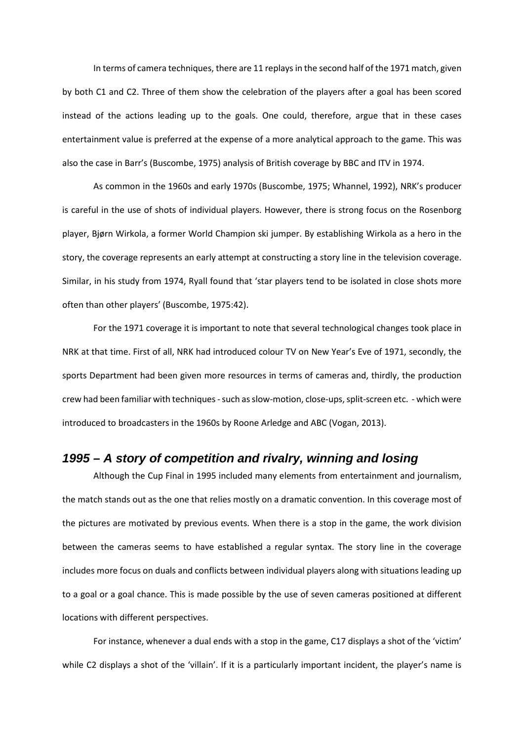In terms of camera techniques, there are 11 replays in the second half of the 1971 match, given by both C1 and C2. Three of them show the celebration of the players after a goal has been scored instead of the actions leading up to the goals. One could, therefore, argue that in these cases entertainment value is preferred at the expense of a more analytical approach to the game. This was also the case in Barr's (Buscombe, 1975) analysis of British coverage by BBC and ITV in 1974.

As common in the 1960s and early 1970s (Buscombe, 1975; Whannel, 1992), NRK's producer is careful in the use of shots of individual players. However, there is strong focus on the Rosenborg player, Bjørn Wirkola, a former World Champion ski jumper. By establishing Wirkola as a hero in the story, the coverage represents an early attempt at constructing a story line in the television coverage. Similar, in his study from 1974, Ryall found that 'star players tend to be isolated in close shots more often than other players' (Buscombe, 1975:42).

For the 1971 coverage it is important to note that several technological changes took place in NRK at that time. First of all, NRK had introduced colour TV on New Year's Eve of 1971, secondly, the sports Department had been given more resources in terms of cameras and, thirdly, the production crew had been familiar with techniques - such as slow-motion, close-ups, split-screen etc. - which were introduced to broadcasters in the 1960s by Roone Arledge and ABC (Vogan, 2013).

## *1995 – A story of competition and rivalry, winning and losing*

Although the Cup Final in 1995 included many elements from entertainment and journalism, the match stands out as the one that relies mostly on a dramatic convention. In this coverage most of the pictures are motivated by previous events. When there is a stop in the game, the work division between the cameras seems to have established a regular syntax. The story line in the coverage includes more focus on duals and conflicts between individual players along with situations leading up to a goal or a goal chance. This is made possible by the use of seven cameras positioned at different locations with different perspectives.

For instance, whenever a dual ends with a stop in the game, C17 displays a shot of the 'victim' while C2 displays a shot of the 'villain'. If it is a particularly important incident, the player's name is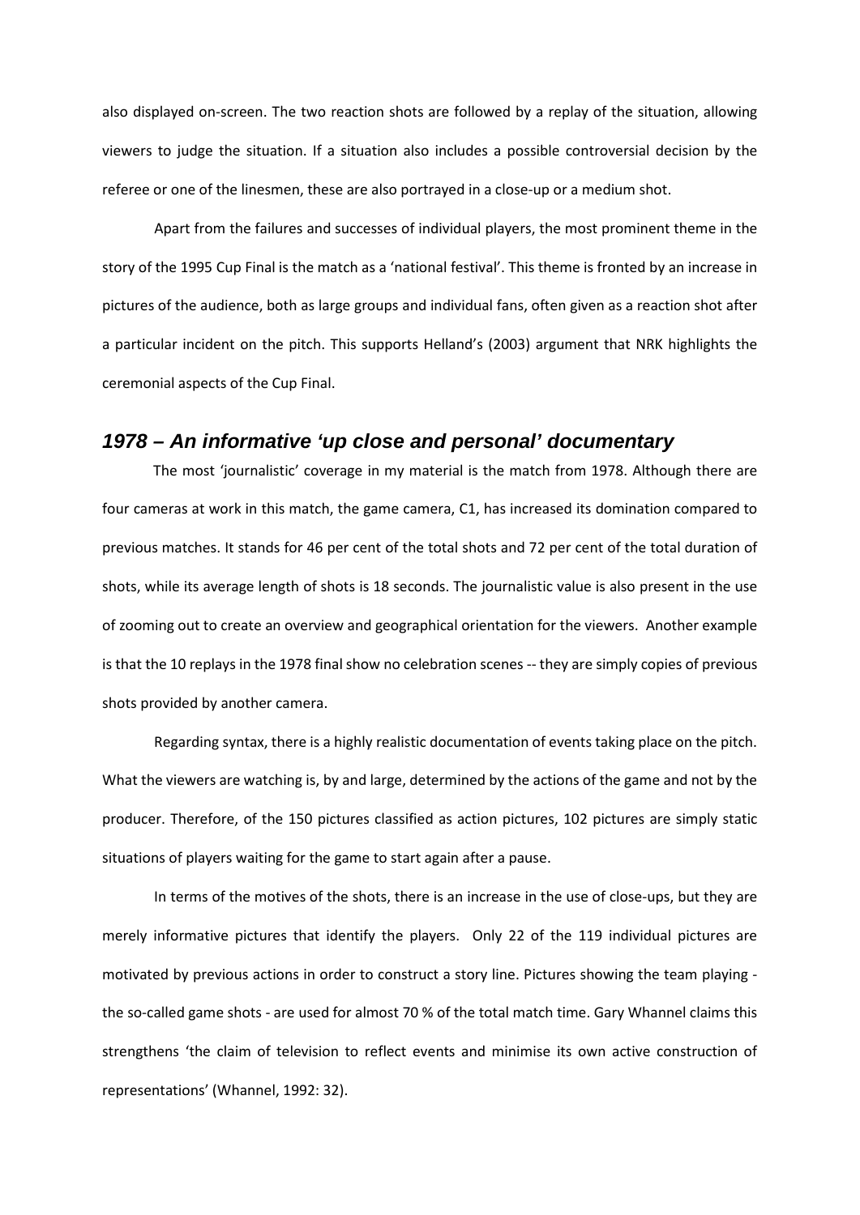also displayed on-screen. The two reaction shots are followed by a replay of the situation, allowing viewers to judge the situation. If a situation also includes a possible controversial decision by the referee or one of the linesmen, these are also portrayed in a close-up or a medium shot.

Apart from the failures and successes of individual players, the most prominent theme in the story of the 1995 Cup Final is the match as a 'national festival'. This theme is fronted by an increase in pictures of the audience, both as large groups and individual fans, often given as a reaction shot after a particular incident on the pitch. This supports Helland's (2003) argument that NRK highlights the ceremonial aspects of the Cup Final.

## *1978 – An informative 'up close and personal' documentary*

The most 'journalistic' coverage in my material is the match from 1978. Although there are four cameras at work in this match, the game camera, C1, has increased its domination compared to previous matches. It stands for 46 per cent of the total shots and 72 per cent of the total duration of shots, while its average length of shots is 18 seconds. The journalistic value is also present in the use of zooming out to create an overview and geographical orientation for the viewers. Another example is that the 10 replays in the 1978 final show no celebration scenes -- they are simply copies of previous shots provided by another camera.

Regarding syntax, there is a highly realistic documentation of events taking place on the pitch. What the viewers are watching is, by and large, determined by the actions of the game and not by the producer. Therefore, of the 150 pictures classified as action pictures, 102 pictures are simply static situations of players waiting for the game to start again after a pause.

In terms of the motives of the shots, there is an increase in the use of close-ups, but they are merely informative pictures that identify the players. Only 22 of the 119 individual pictures are motivated by previous actions in order to construct a story line. Pictures showing the team playing - the so-called game shots - are used for almost 70 % of the total match time. Gary Whannel claims this strengthens 'the claim of television to reflect events and minimise its own active construction of representations' (Whannel, 1992: 32).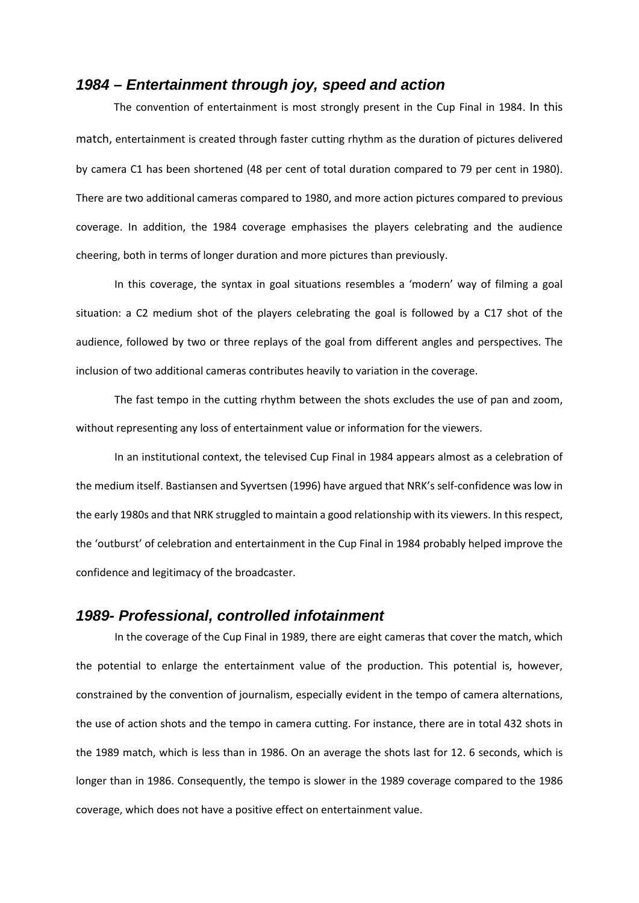### *1984 – Entertainment through joy, speed and action*

The convention of entertainment is most strongly present in the Cup Final in 1984. In this match, entertainment is created through faster cutting rhythm as the duration of pictures delivered by camera C1 has been shortened (48 per cent of total duration compared to 79 per cent in 1980). There are two additional cameras compared to 1980, and more action pictures compared to previous coverage. In addition, the 1984 coverage emphasises the players celebrating and the audience cheering, both in terms of longer duration and more pictures than previously.

In this coverage, the syntax in goal situations resembles a 'modern' way of filming a goal situation: a C2 medium shot of the players celebrating the goal is followed by a C17 shot of the audience, followed by two or three replays of the goal from different angles and perspectives. The inclusion of two additional cameras contributes heavily to variation in the coverage.

The fast tempo in the cutting rhythm between the shots excludes the use of pan and zoom, without representing any loss of entertainment value or information for the viewers.

In an institutional context, the televised Cup Final in 1984 appears almost as a celebration of the medium itself. Bastiansen and Syvertsen (1996) have argued that NRK's self-confidence was low in the early 1980s and that NRK struggled to maintain a good relationship with its viewers. In this respect, the 'outburst' of celebration and entertainment in the Cup Final in 1984 probably helped improve the confidence and legitimacy of the broadcaster.

### *1989- Professional, controlled infotainment*

In the coverage of the Cup Final in 1989, there are eight cameras that cover the match, which the potential to enlarge the entertainment value of the production. This potential is, however, constrained by the convention of journalism, especially evident in the tempo of camera alternations, the use of action shots and the tempo in camera cutting. For instance, there are in total 432 shots in the 1989 match, which is less than in 1986. On an average the shots last for 12. 6 seconds, which is longer than in 1986. Consequently, the tempo is slower in the 1989 coverage compared to the 1986 coverage, which does not have a positive effect on entertainment value.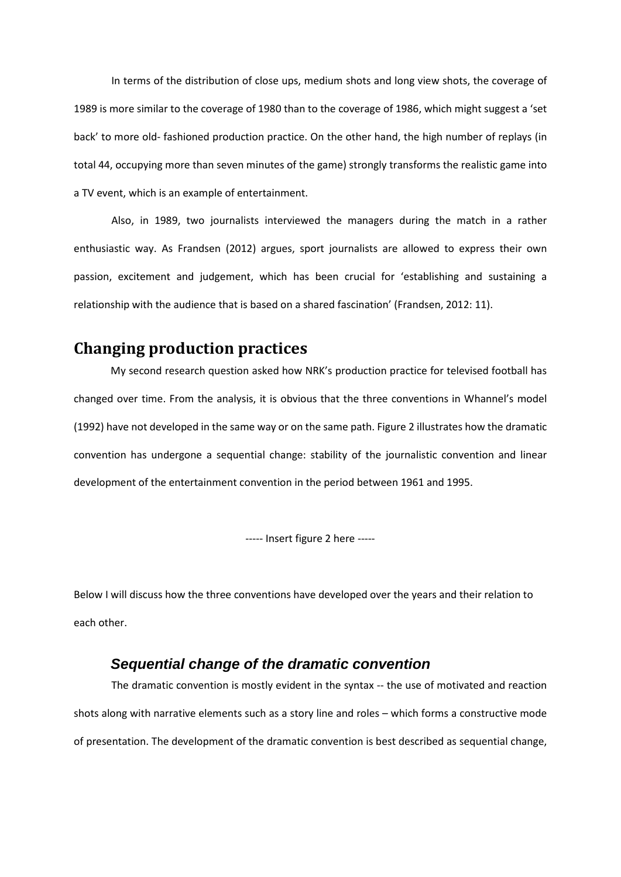In terms of the distribution of close ups, medium shots and long view shots, the coverage of 1989 is more similar to the coverage of 1980 than to the coverage of 1986, which might suggest a 'set back' to more old- fashioned production practice. On the other hand, the high number of replays (in total 44, occupying more than seven minutes of the game) strongly transforms the realistic game into a TV event, which is an example of entertainment.

Also, in 1989, two journalists interviewed the managers during the match in a rather enthusiastic way. As Frandsen (2012) argues, sport journalists are allowed to express their own passion, excitement and judgement, which has been crucial for 'establishing and sustaining a relationship with the audience that is based on a shared fascination' (Frandsen, 2012: 11).

## Changing production practices

My second research question asked how NRK's production practice for televised football has changed over time. From the analysis, it is obvious that the three conventions in Whannel's model (1992) have not developed in the same way or on the same path. Figure 2 illustrates how the dramatic convention has undergone a sequential change: stability of the journalistic convention and linear development of the entertainment convention in the period between 1961 and 1995.

----- Insert figure 2 here -----

Below I will discuss how the three conventions have developed over the years and their relation to each other.

### *Sequential change of the dramatic convention*

The dramatic convention is mostly evident in the syntax -- the use of motivated and reaction shots along with narrative elements such as a story line and roles – which forms a constructive mode of presentation. The development of the dramatic convention is best described as sequential change,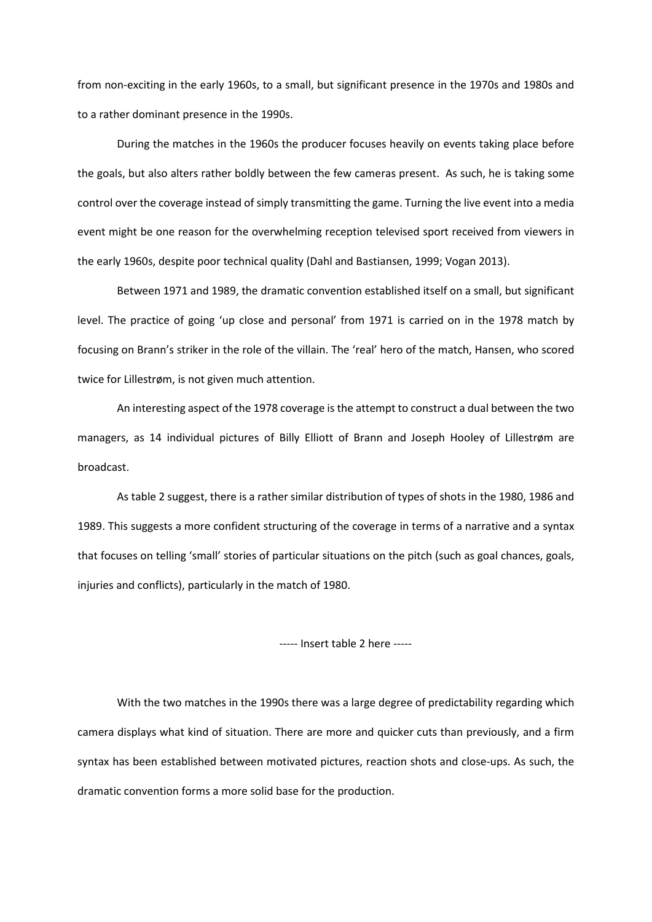from non-exciting in the early 1960s, to a small, but significant presence in the 1970s and 1980s and to a rather dominant presence in the 1990s.

During the matches in the 1960s the producer focuses heavily on events taking place before the goals, but also alters rather boldly between the few cameras present. As such, he is taking some control over the coverage instead of simply transmitting the game. Turning the live event into a media event might be one reason for the overwhelming reception televised sport received from viewers in the early 1960s, despite poor technical quality (Dahl and Bastiansen, 1999; Vogan 2013).

Between 1971 and 1989, the dramatic convention established itself on a small, but significant level. The practice of going 'up close and personal' from 1971 is carried on in the 1978 match by focusing on Brann's striker in the role of the villain. The 'real' hero of the match, Hansen, who scored twice for Lillestrøm, is not given much attention.

An interesting aspect of the 1978 coverage is the attempt to construct a dual between the two managers, as 14 individual pictures of Billy Elliott of Brann and Joseph Hooley of Lillestrøm are broadcast.

As table 2 suggest, there is a rather similar distribution of types of shots in the 1980, 1986 and 1989. This suggests a more confident structuring of the coverage in terms of a narrative and a syntax that focuses on telling 'small' stories of particular situations on the pitch (such as goal chances, goals, injuries and conflicts), particularly in the match of 1980.

----- Insert table 2 here -----

With the two matches in the 1990s there was a large degree of predictability regarding which camera displays what kind of situation. There are more and quicker cuts than previously, and a firm syntax has been established between motivated pictures, reaction shots and close-ups. As such, the dramatic convention forms a more solid base for the production.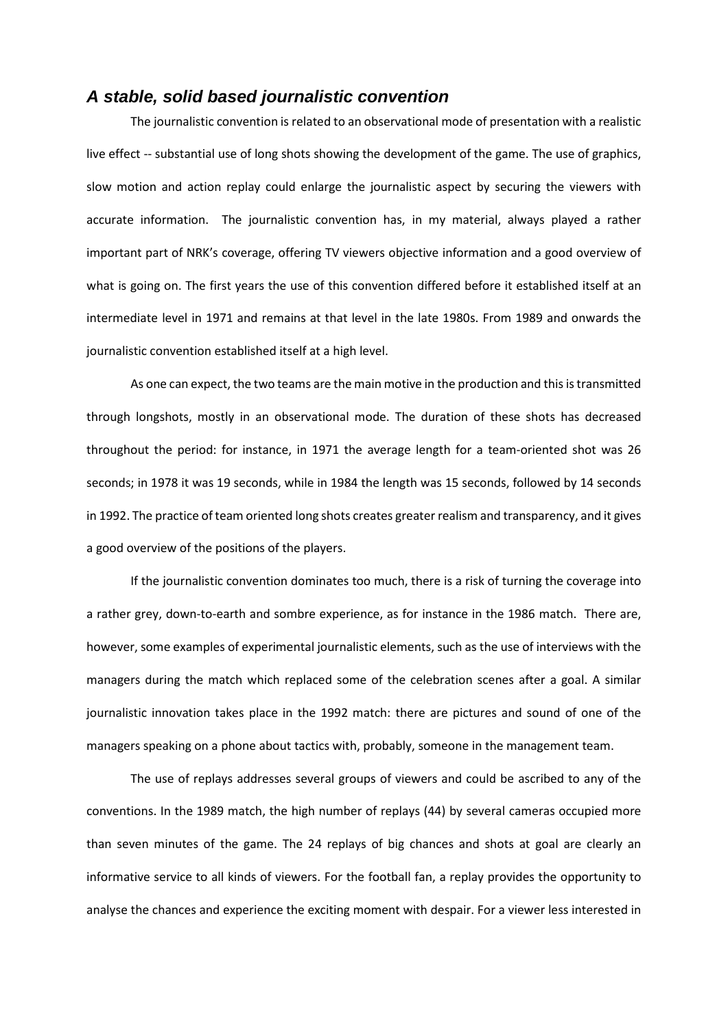### *A stable, solid based journalistic convention*

The journalistic convention is related to an observational mode of presentation with a realistic live effect -- substantial use of long shots showing the development of the game. The use of graphics, slow motion and action replay could enlarge the journalistic aspect by securing the viewers with accurate information. The journalistic convention has, in my material, always played a rather important part of NRK's coverage, offering TV viewers objective information and a good overview of what is going on. The first years the use of this convention differed before it established itself at an intermediate level in 1971 and remains at that level in the late 1980s. From 1989 and onwards the journalistic convention established itself at a high level.

As one can expect, the two teams are the main motive in the production and this is transmitted through longshots, mostly in an observational mode. The duration of these shots has decreased throughout the period: for instance, in 1971 the average length for a team-oriented shot was 26 seconds; in 1978 it was 19 seconds, while in 1984 the length was 15 seconds, followed by 14 seconds in 1992. The practice of team oriented long shots creates greater realism and transparency, and it gives a good overview of the positions of the players.

If the journalistic convention dominates too much, there is a risk of turning the coverage into a rather grey, down-to-earth and sombre experience, as for instance in the 1986 match. There are, however, some examples of experimental journalistic elements, such as the use of interviews with the managers during the match which replaced some of the celebration scenes after a goal. A similar journalistic innovation takes place in the 1992 match: there are pictures and sound of one of the managers speaking on a phone about tactics with, probably, someone in the management team.

The use of replays addresses several groups of viewers and could be ascribed to any of the conventions. In the 1989 match, the high number of replays (44) by several cameras occupied more than seven minutes of the game. The 24 replays of big chances and shots at goal are clearly an informative service to all kinds of viewers. For the football fan, a replay provides the opportunity to analyse the chances and experience the exciting moment with despair. For a viewer less interested in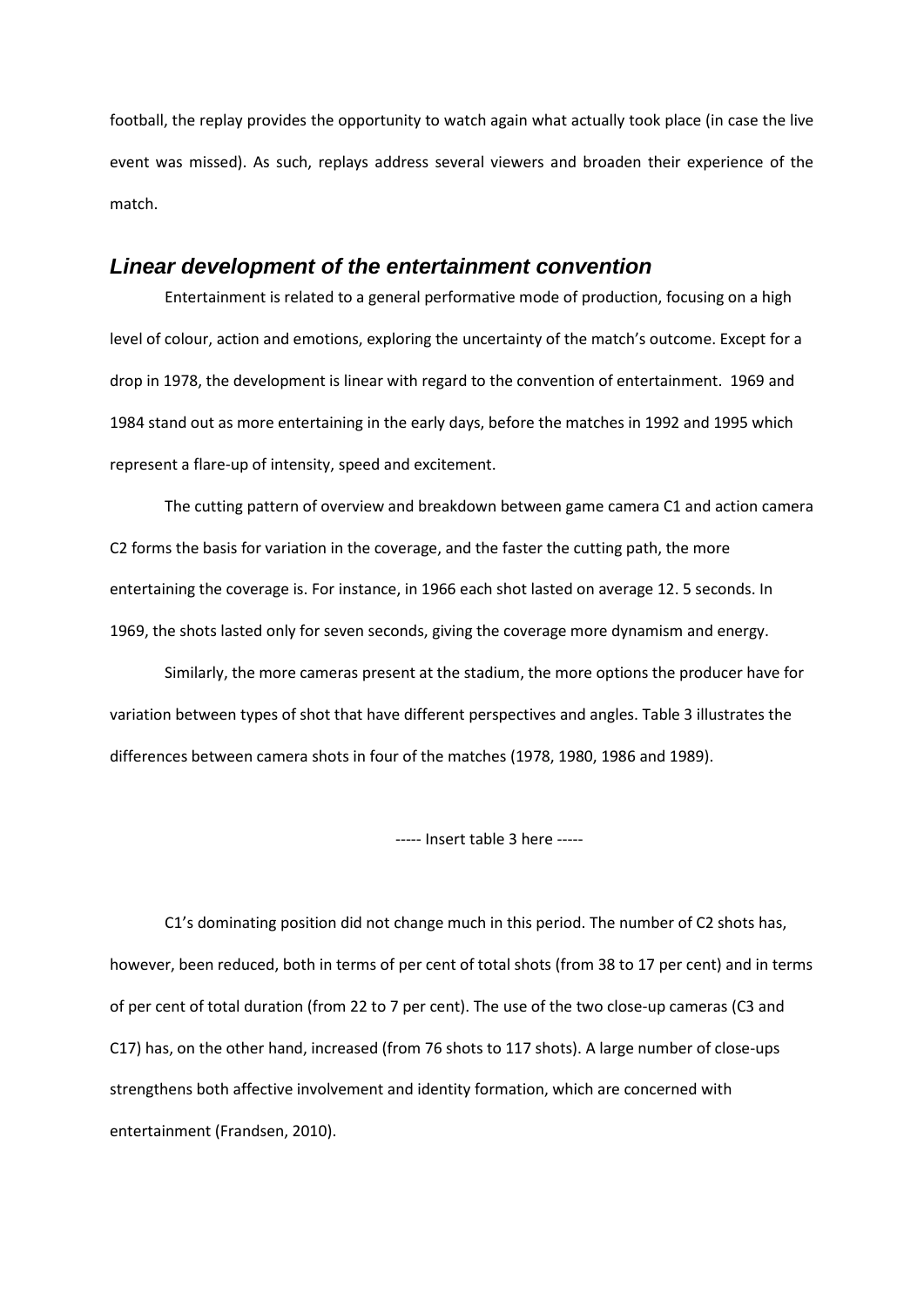football, the replay provides the opportunity to watch again what actually took place (in case the live event was missed). As such, replays address several viewers and broaden their experience of the match.

## *Linear development of the entertainment convention*

Entertainment is related to a general performative mode of production, focusing on a high level of colour, action and emotions, exploring the uncertainty of the match's outcome. Except for a drop in 1978, the development is linear with regard to the convention of entertainment. 1969 and 1984 stand out as more entertaining in the early days, before the matches in 1992 and 1995 which represent a flare-up of intensity, speed and excitement.

The cutting pattern of overview and breakdown between game camera C1 and action camera C2 forms the basis for variation in the coverage, and the faster the cutting path, the more entertaining the coverage is. For instance, in 1966 each shot lasted on average 12. 5 seconds. In 1969, the shots lasted only for seven seconds, giving the coverage more dynamism and energy.

Similarly, the more cameras present at the stadium, the more options the producer have for variation between types of shot that have different perspectives and angles. Table 3 illustrates the differences between camera shots in four of the matches (1978, 1980, 1986 and 1989).

----- Insert table 3 here -----

C1's dominating position did not change much in this period. The number of C2 shots has, however, been reduced, both in terms of per cent of total shots (from 38 to 17 per cent) and in terms of per cent of total duration (from 22 to 7 per cent). The use of the two close-up cameras (C3 and C17) has, on the other hand, increased (from 76 shots to 117 shots). A large number of close-ups strengthens both affective involvement and identity formation, which are concerned with entertainment (Frandsen, 2010).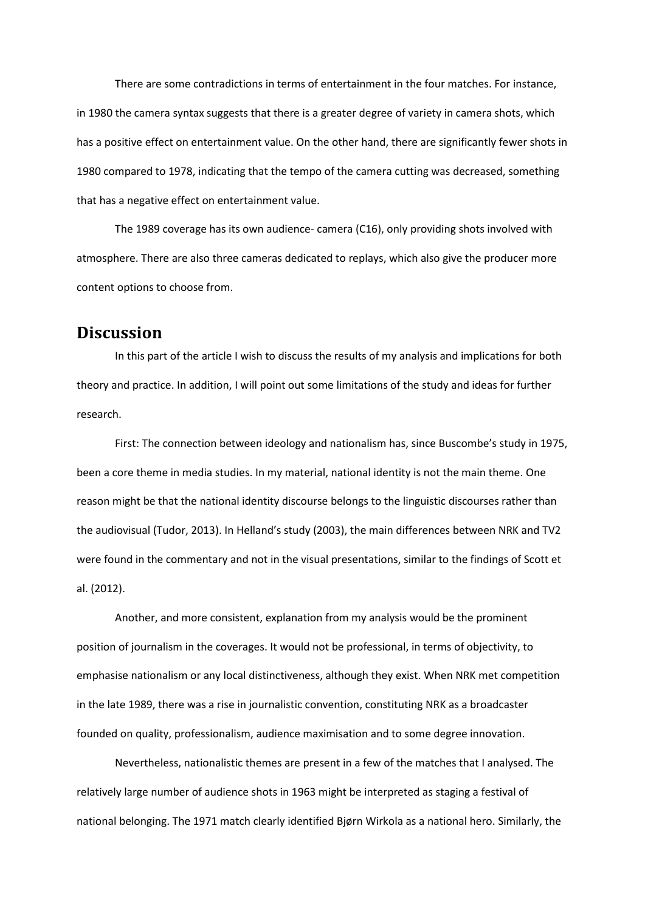There are some contradictions in terms of entertainment in the four matches. For instance, in 1980 the camera syntax suggests that there is a greater degree of variety in camera shots, which has a positive effect on entertainment value. On the other hand, there are significantly fewer shots in 1980 compared to 1978, indicating that the tempo of the camera cutting was decreased, something that has a negative effect on entertainment value.

The 1989 coverage has its own audience- camera (C16), only providing shots involved with atmosphere. There are also three cameras dedicated to replays, which also give the producer more content options to choose from.

## Discussion

In this part of the article I wish to discuss the results of my analysis and implications for both theory and practice. In addition, I will point out some limitations of the study and ideas for further research.

First: The connection between ideology and nationalism has, since Buscombe's study in 1975, been a core theme in media studies. In my material, national identity is not the main theme. One reason might be that the national identity discourse belongs to the linguistic discourses rather than the audiovisual (Tudor, 2013). In Helland's study (2003), the main differences between NRK and TV2 were found in the commentary and not in the visual presentations, similar to the findings of Scott et al. (2012).

Another, and more consistent, explanation from my analysis would be the prominent position of journalism in the coverages. It would not be professional, in terms of objectivity, to emphasise nationalism or any local distinctiveness, although they exist. When NRK met competition in the late 1989, there was a rise in journalistic convention, constituting NRK as a broadcaster founded on quality, professionalism, audience maximisation and to some degree innovation.

Nevertheless, nationalistic themes are present in a few of the matches that I analysed. The relatively large number of audience shots in 1963 might be interpreted as staging a festival of national belonging. The 1971 match clearly identified Bjørn Wirkola as a national hero. Similarly, the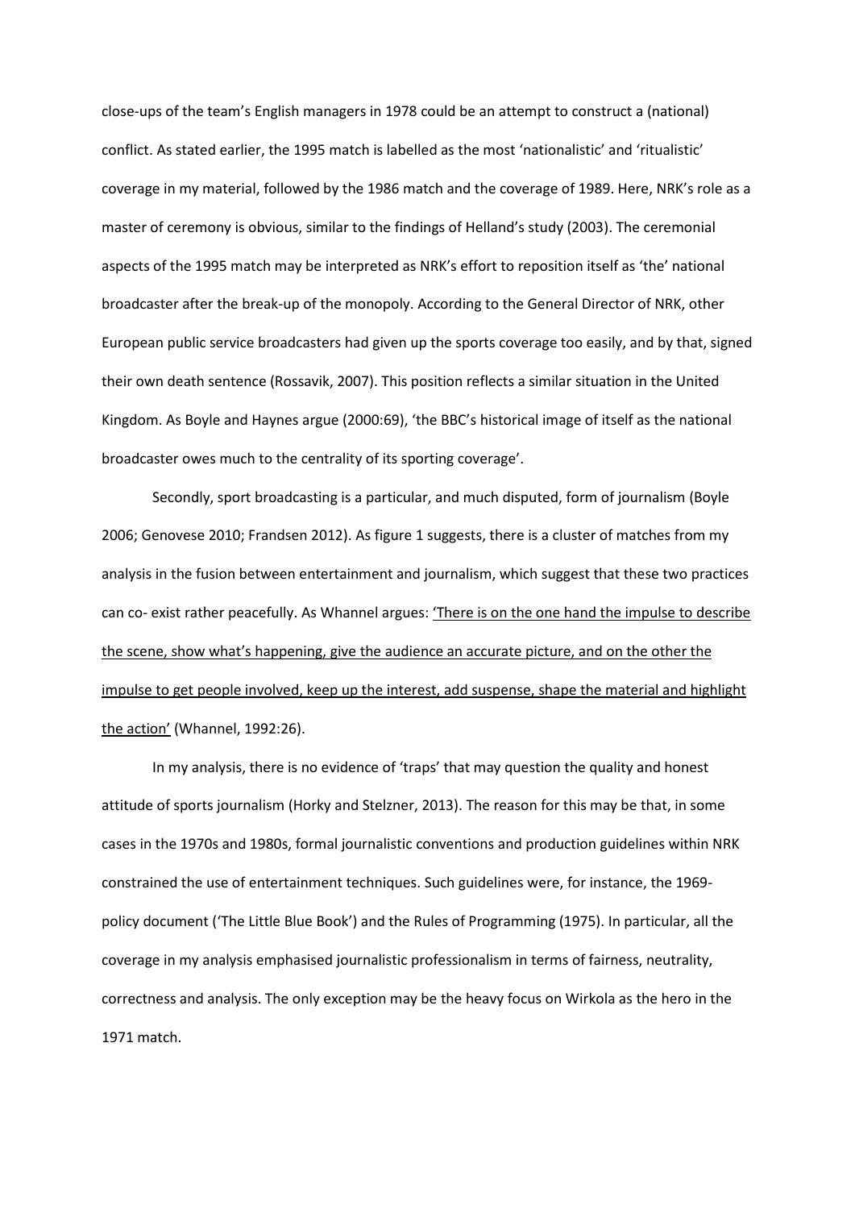close-ups of the team's English managers in 1978 could be an attempt to construct a (national) conflict. As stated earlier, the 1995 match is labelled as the most 'nationalistic' and 'ritualistic' coverage in my material, followed by the 1986 match and the coverage of 1989. Here, NRK's role as a master of ceremony is obvious, similar to the findings of Helland's study (2003). The ceremonial aspects of the 1995 match may be interpreted as NRK's effort to reposition itself as 'the' national broadcaster after the break-up of the monopoly. According to the General Director of NRK, other European public service broadcasters had given up the sports coverage too easily, and by that, signed their own death sentence (Rossavik, 2007). This position reflects a similar situation in the United Kingdom. As Boyle and Haynes argue (2000:69), 'the BBC's historical image of itself as the national broadcaster owes much to the centrality of its sporting coverage'.

Secondly, sport broadcasting is a particular, and much disputed, form of journalism (Boyle 2006; Genovese 2010; Frandsen 2012). As figure 1 suggests, there is a cluster of matches from my analysis in the fusion between entertainment and journalism, which suggest that these two practices can co- exist rather peacefully. As Whannel argues: 'There is on the one hand the impulse to describe the scene, show what's happening, give the audience an accurate picture, and on the other the impulse to get people involved, keep up the interest, add suspense, shape the material and highlight the action' (Whannel, 1992:26).

In my analysis, there is no evidence of 'traps' that may question the quality and honest attitude of sports journalism (Horky and Stelzner, 2013). The reason for this may be that, in some cases in the 1970s and 1980s, formal journalistic conventions and production guidelines within NRK constrained the use of entertainment techniques. Such guidelines were, for instance, the 1969-policy document ('The Little Blue Book') and the Rules of Programming (1975). In particular, all the coverage in my analysis emphasised journalistic professionalism in terms of fairness, neutrality, correctness and analysis. The only exception may be the heavy focus on Wirkola as the hero in the 1971 match.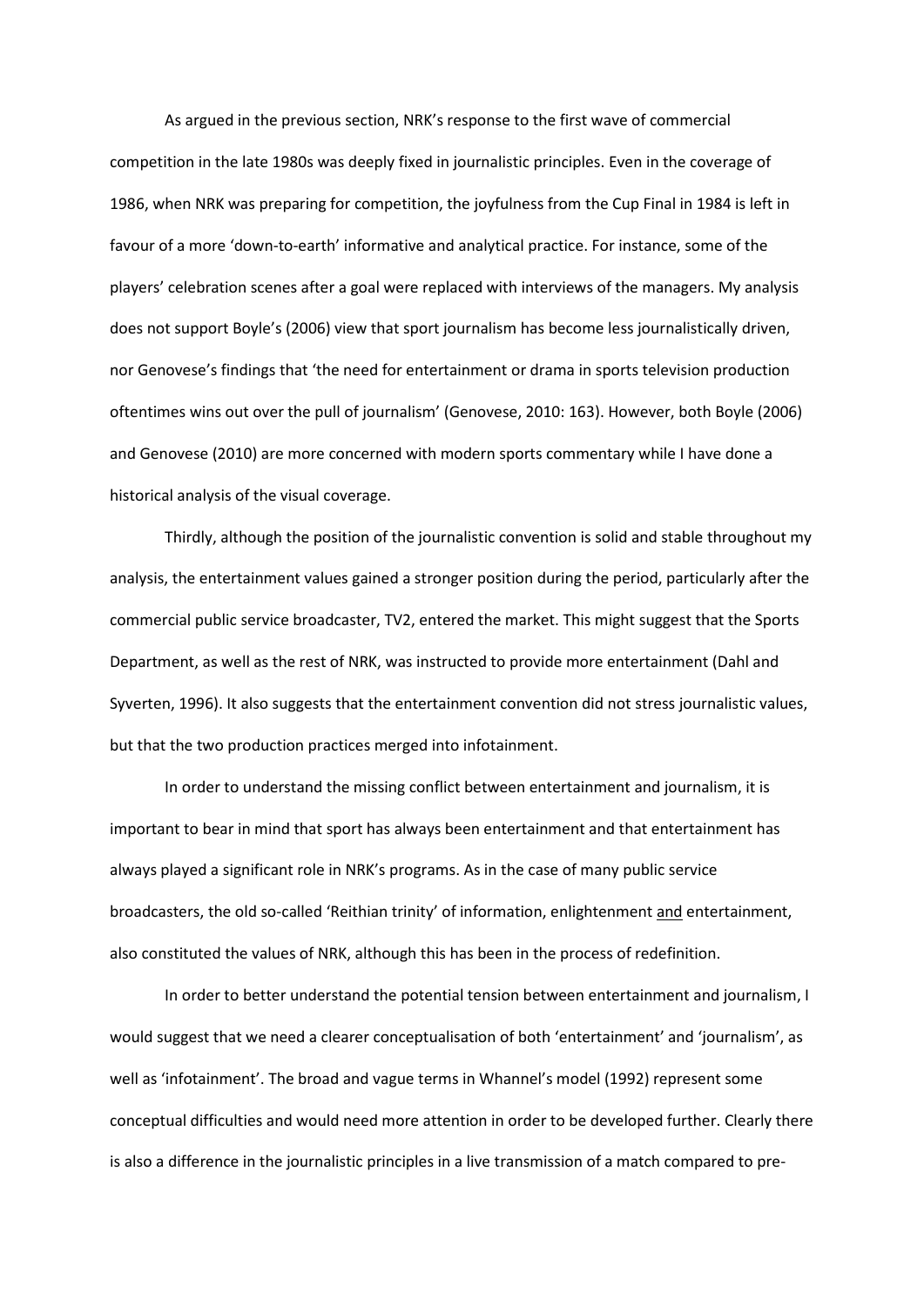As argued in the previous section, NRK's response to the first wave of commercial competition in the late 1980s was deeply fixed in journalistic principles. Even in the coverage of 1986, when NRK was preparing for competition, the joyfulness from the Cup Final in 1984 is left in favour of a more 'down-to-earth' informative and analytical practice. For instance, some of the players' celebration scenes after a goal were replaced with interviews of the managers. My analysis does not support Boyle's (2006) view that sport journalism has become less journalistically driven, nor Genovese's findings that 'the need for entertainment or drama in sports television production oftentimes wins out over the pull of journalism' (Genovese, 2010: 163). However, both Boyle (2006) and Genovese (2010) are more concerned with modern sports commentary while I have done a historical analysis of the visual coverage.

Thirdly, although the position of the journalistic convention is solid and stable throughout my analysis, the entertainment values gained a stronger position during the period, particularly after the commercial public service broadcaster, TV2, entered the market. This might suggest that the Sports Department, as well as the rest of NRK, was instructed to provide more entertainment (Dahl and Syverten, 1996). It also suggests that the entertainment convention did not stress journalistic values, but that the two production practices merged into infotainment.

In order to understand the missing conflict between entertainment and journalism, it is important to bear in mind that sport has always been entertainment and that entertainment has always played a significant role in NRK's programs. As in the case of many public service broadcasters, the old so-called 'Reithian trinity' of information, enlightenment <u>and</u> entertainment, also constituted the values of NRK, although this has been in the process of redefinition.

In order to better understand the potential tension between entertainment and journalism, I would suggest that we need a clearer conceptualisation of both 'entertainment' and 'journalism', as well as 'infotainment'. The broad and vague terms in Whannel's model (1992) represent some conceptual difficulties and would need more attention in order to be developed further. Clearly there is also a difference in the journalistic principles in a live transmission of a match compared to pre-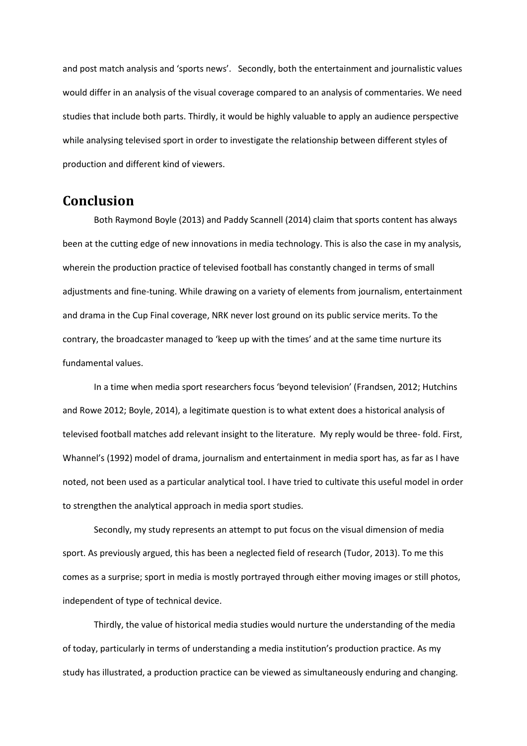and post match analysis and 'sports news'. Secondly, both the entertainment and journalistic values would differ in an analysis of the visual coverage compared to an analysis of commentaries. We need studies that include both parts. Thirdly, it would be highly valuable to apply an audience perspective while analysing televised sport in order to investigate the relationship between different styles of production and different kind of viewers.

## Conclusion

Both Raymond Boyle (2013) and Paddy Scannell (2014) claim that sports content has always been at the cutting edge of new innovations in media technology. This is also the case in my analysis, wherein the production practice of televised football has constantly changed in terms of small adjustments and fine-tuning. While drawing on a variety of elements from journalism, entertainment and drama in the Cup Final coverage, NRK never lost ground on its public service merits. To the contrary, the broadcaster managed to 'keep up with the times' and at the same time nurture its fundamental values.

In a time when media sport researchers focus 'beyond television' (Frandsen, 2012; Hutchins and Rowe 2012; Boyle, 2014), a legitimate question is to what extent does a historical analysis of televised football matches add relevant insight to the literature. My reply would be three- fold. First, Whannel's (1992) model of drama, journalism and entertainment in media sport has, as far as I have noted, not been used as a particular analytical tool. I have tried to cultivate this useful model in order to strengthen the analytical approach in media sport studies.

Secondly, my study represents an attempt to put focus on the visual dimension of media sport. As previously argued, this has been a neglected field of research (Tudor, 2013). To me this comes as a surprise; sport in media is mostly portrayed through either moving images or still photos, independent of type of technical device.

Thirdly, the value of historical media studies would nurture the understanding of the media of today, particularly in terms of understanding a media institution's production practice. As my study has illustrated, a production practice can be viewed as simultaneously enduring and changing.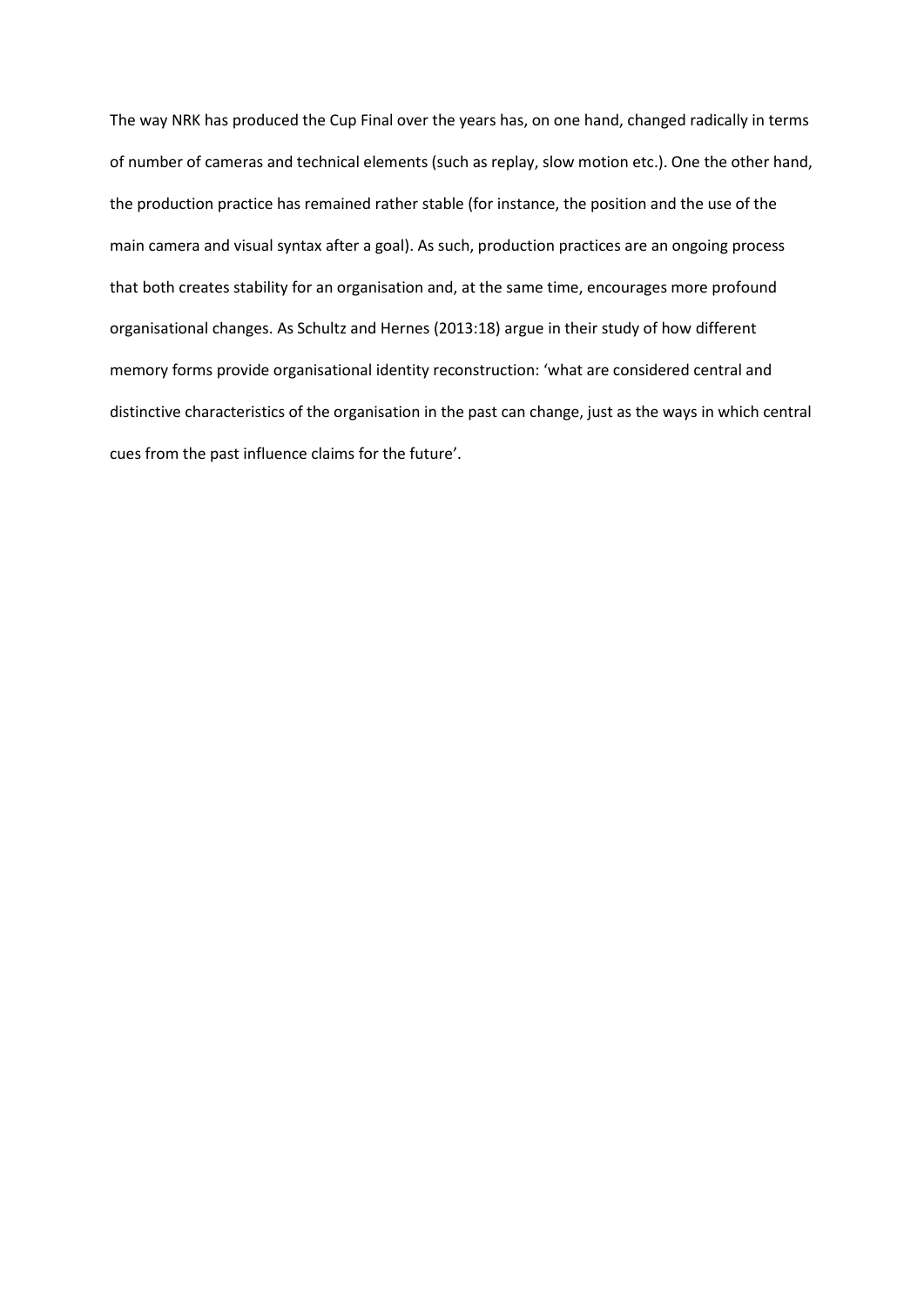The way NRK has produced the Cup Final over the years has, on one hand, changed radically in terms of number of cameras and technical elements (such as replay, slow motion etc.). One the other hand, the production practice has remained rather stable (for instance, the position and the use of the main camera and visual syntax after a goal). As such, production practices are an ongoing process that both creates stability for an organisation and, at the same time, encourages more profound organisational changes. As Schultz and Hernes (2013:18) argue in their study of how different memory forms provide organisational identity reconstruction: 'what are considered central and distinctive characteristics of the organisation in the past can change, just as the ways in which central cues from the past influence claims for the future'.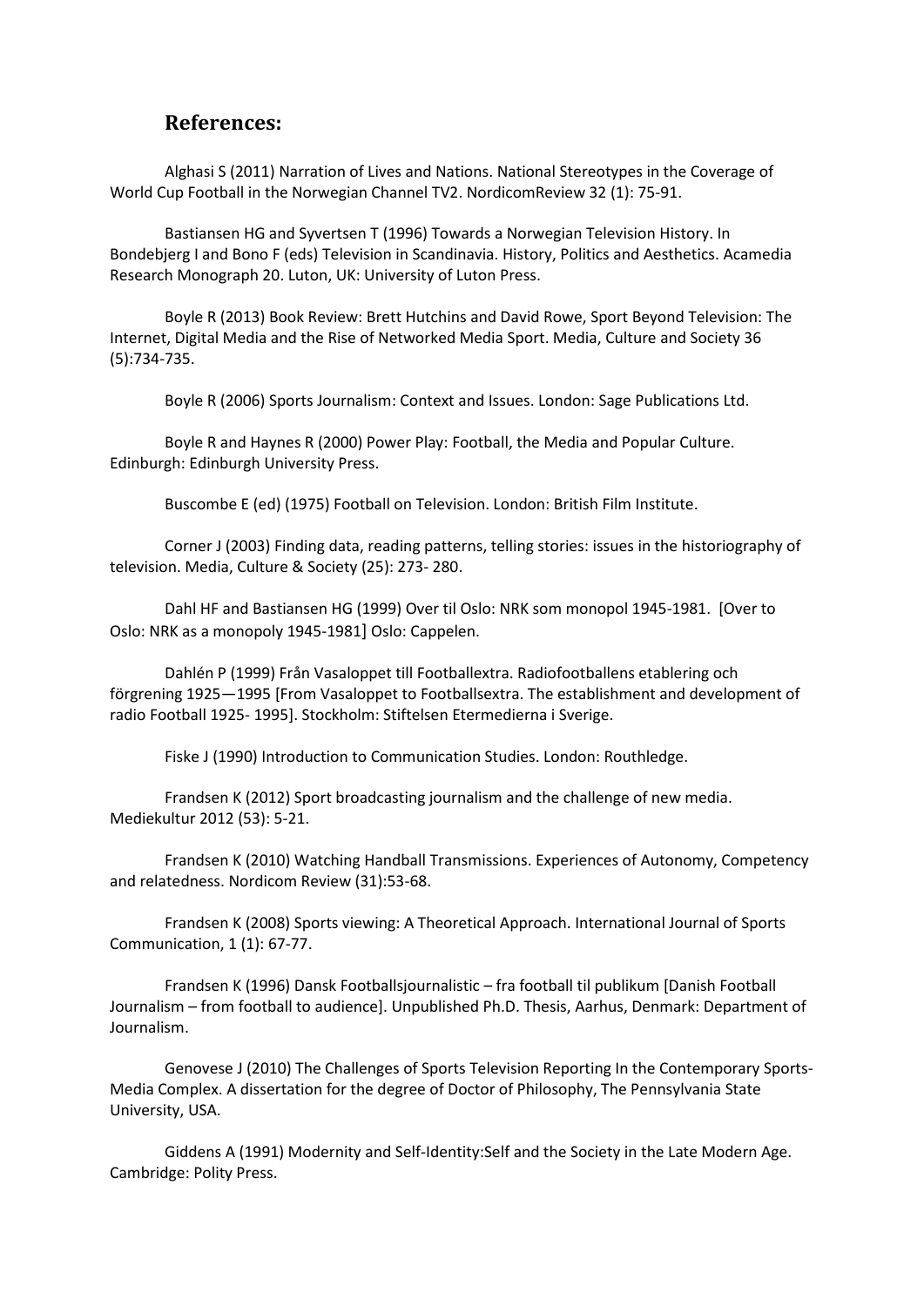## References:

Alghasi S (2011) Narration of Lives and Nations. National Stereotypes in the Coverage of World Cup Football in the Norwegian Channel TV2. NordicomReview 32 (1): 75-91.

Bastiansen HG and Syvertsen T (1996) Towards a Norwegian Television History. In Bondebjerg I and Bono F (eds) Television in Scandinavia. History, Politics and Aesthetics. Acamedia Research Monograph 20. Luton, UK: University of Luton Press.

Boyle R (2013) Book Review: Brett Hutchins and David Rowe, Sport Beyond Television: The Internet, Digital Media and the Rise of Networked Media Sport. Media, Culture and Society 36 (5):734-735.

Boyle R (2006) Sports Journalism: Context and Issues. London: Sage Publications Ltd.

Boyle R and Haynes R (2000) Power Play: Football, the Media and Popular Culture. Edinburgh: Edinburgh University Press.

Buscombe E (ed) (1975) Football on Television. London: British Film Institute.

Corner J (2003) Finding data, reading patterns, telling stories: issues in the historiography of television. Media, Culture & Society (25): 273- 280.

Dahl HF and Bastiansen HG (1999) Over til Oslo: NRK som monopol 1945-1981. [Over to Oslo: NRK as a monopoly 1945-1981] Oslo: Cappelen.

Dahlén P (1999) Från Vasaloppet till Footballextra. Radiofootballens etablering och förgrening 1925—1995 [From Vasaloppet to Footballsextra. The establishment and development of radio Football 1925- 1995]. Stockholm: Stiftelsen Etermedierna i Sverige.

Fiske J (1990) Introduction to Communication Studies. London: Routhledge.

Frandsen K (2012) Sport broadcasting journalism and the challenge of new media. Mediekultur 2012 (53): 5-21.

Frandsen K (2010) Watching Handball Transmissions. Experiences of Autonomy, Competency and relatedness. Nordicom Review (31):53-68.

Frandsen K (2008) Sports viewing: A Theoretical Approach. International Journal of Sports Communication, 1 (1): 67-77.

Frandsen K (1996) Dansk Footballsjournalistic – fra football til publikum [Danish Football Journalism – from football to audience]. Unpublished Ph.D. Thesis, Aarhus, Denmark: Department of Journalism.

Genovese J (2010) The Challenges of Sports Television Reporting In the Contemporary Sports-Media Complex. A dissertation for the degree of Doctor of Philosophy, The Pennsylvania State University, USA.

Giddens A (1991) Modernity and Self-Identity:Self and the Society in the Late Modern Age. Cambridge: Polity Press.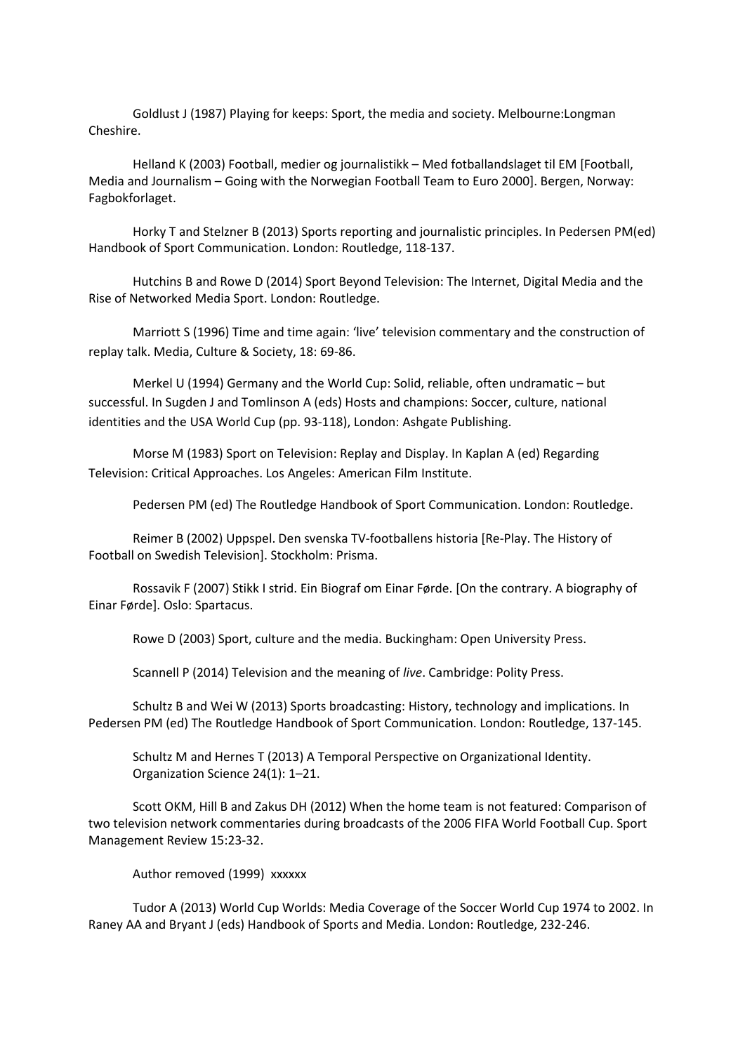Goldlust J (1987) Playing for keeps: Sport, the media and society. Melbourne:Longman Cheshire.

Helland K (2003) Football, medier og journalistikk – Med fotballandslaget til EM [Football, Media and Journalism – Going with the Norwegian Football Team to Euro 2000]. Bergen, Norway: Fagbokforlaget.

Horky T and Stelzner B (2013) Sports reporting and journalistic principles. In Pedersen PM(ed) Handbook of Sport Communication. London: Routledge, 118-137.

Hutchins B and Rowe D (2014) Sport Beyond Television: The Internet, Digital Media and the Rise of Networked Media Sport. London: Routledge.

Marriott S (1996) Time and time again: 'live' television commentary and the construction of replay talk. Media, Culture & Society, 18: 69-86.

Merkel U (1994) Germany and the World Cup: Solid, reliable, often undramatic – but successful. In Sugden J and Tomlinson A (eds) Hosts and champions: Soccer, culture, national identities and the USA World Cup (pp. 93-118), London: Ashgate Publishing.

Morse M (1983) Sport on Television: Replay and Display. In Kaplan A (ed) Regarding Television: Critical Approaches. Los Angeles: American Film Institute.

Pedersen PM (ed) The Routledge Handbook of Sport Communication. London: Routledge.

Reimer B (2002) Uppspel. Den svenska TV-footballens historia [Re-Play. The History of Football on Swedish Television]. Stockholm: Prisma.

Rossavik F (2007) Stikk I strid. Ein Biograf om Einar Førde. [On the contrary. A biography of Einar Førde]. Oslo: Spartacus.

Rowe D (2003) Sport, culture and the media. Buckingham: Open University Press.

Scannell P (2014) Television and the meaning of *live*. Cambridge: Polity Press.

Schultz B and Wei W (2013) Sports broadcasting: History, technology and implications. In Pedersen PM (ed) The Routledge Handbook of Sport Communication. London: Routledge, 137-145.

Schultz M and Hernes T (2013) A Temporal Perspective on Organizational Identity. Organization Science 24(1): 1–21.

Scott OKM, Hill B and Zakus DH (2012) When the home team is not featured: Comparison of two television network commentaries during broadcasts of the 2006 FIFA World Football Cup. Sport Management Review 15:23-32.

Author removed (1999) xxxxxx

Tudor A (2013) World Cup Worlds: Media Coverage of the Soccer World Cup 1974 to 2002. In Raney AA and Bryant J (eds) Handbook of Sports and Media. London: Routledge, 232-246.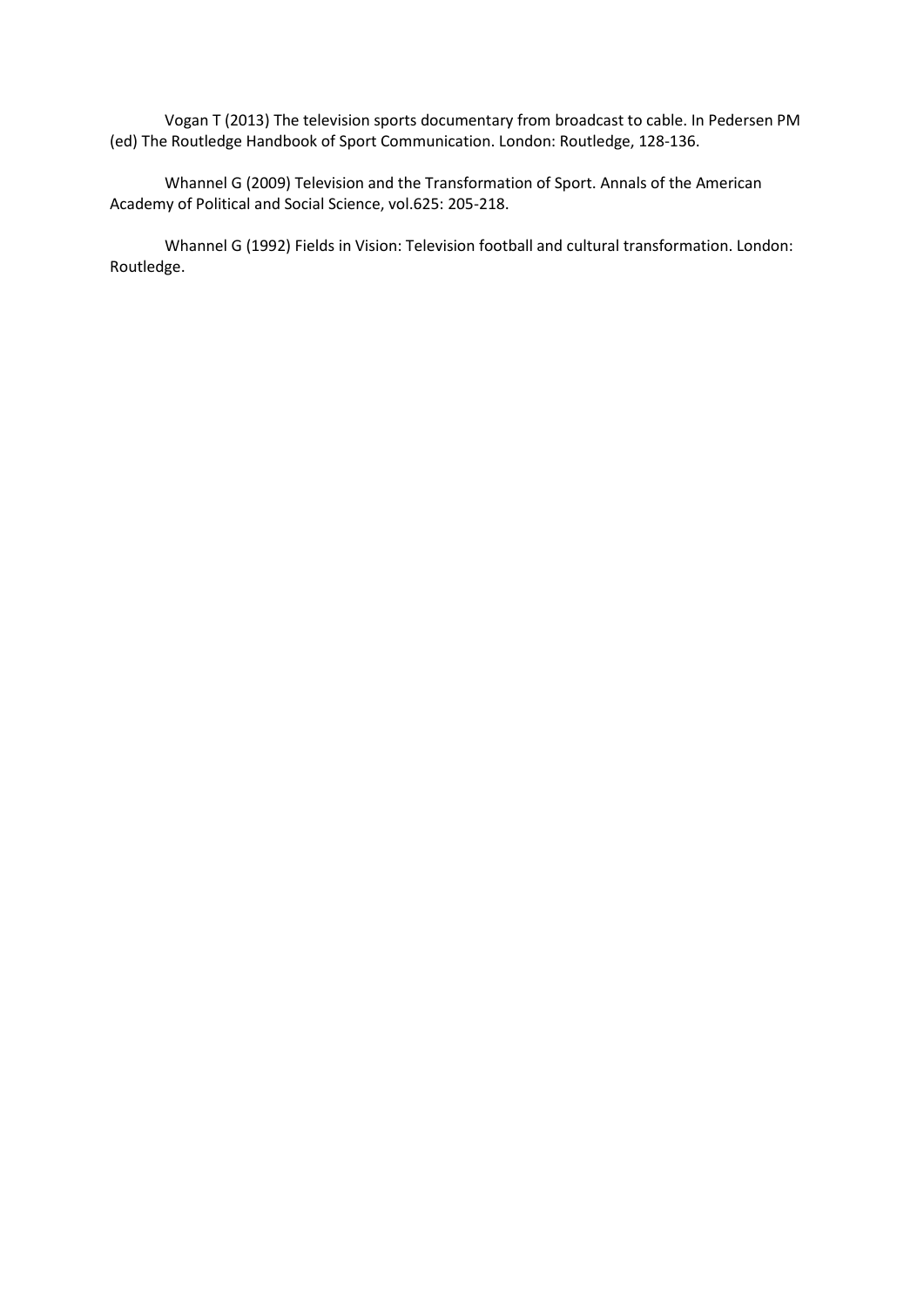Vogan T (2013) The television sports documentary from broadcast to cable. In Pedersen PM (ed) The Routledge Handbook of Sport Communication. London: Routledge, 128-136.

Whannel G (2009) Television and the Transformation of Sport. Annals of the American Academy of Political and Social Science, vol.625: 205-218.

Whannel G (1992) Fields in Vision: Television football and cultural transformation. London: Routledge.